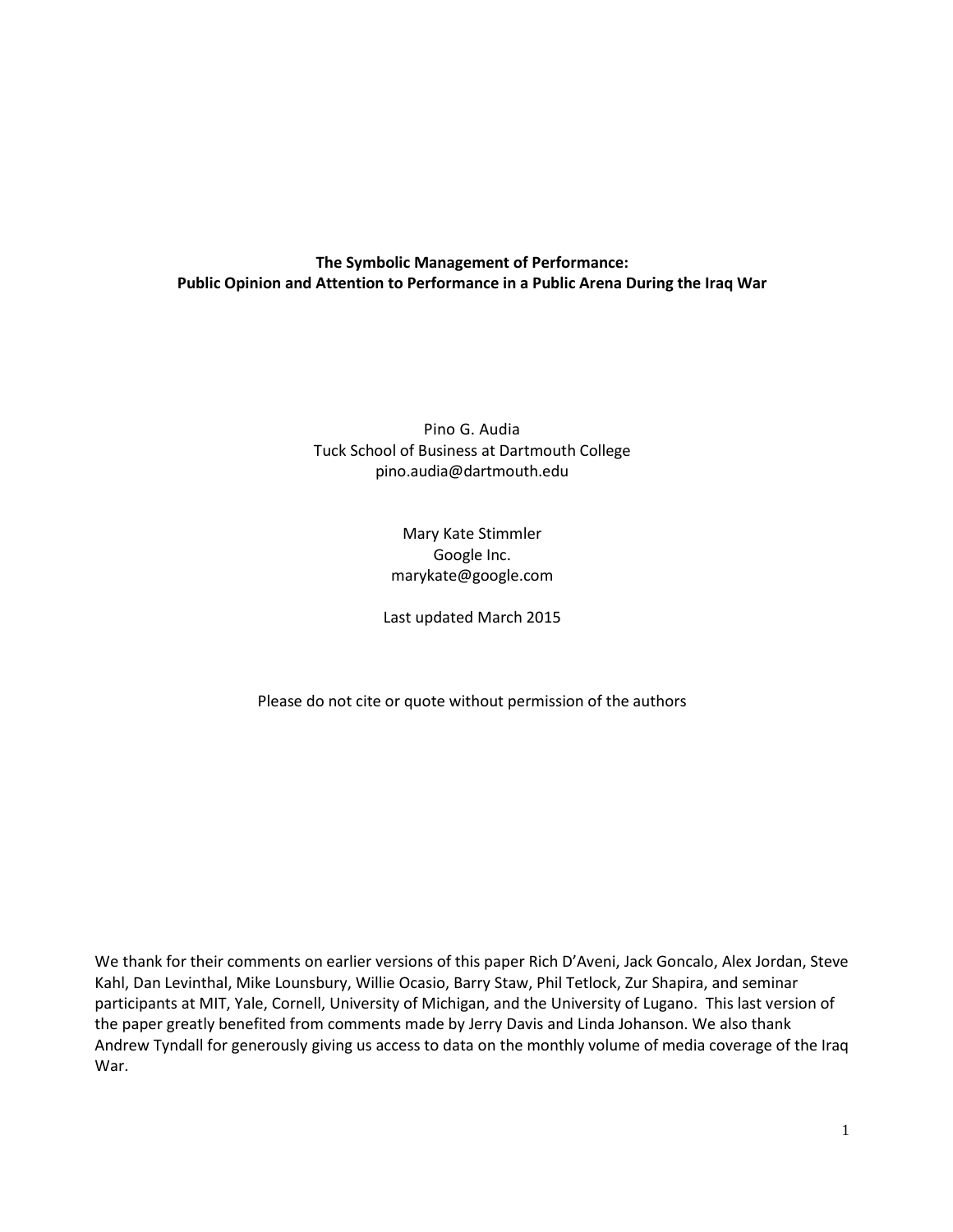# The Symbolic Management of Performance: Public Opinion and Attention to Performance in a Public Arena During the Iraq War

Pino G. Audia
Tuck School of Business at Dartmouth College
pino.audia@dartmouth.edu

Mary Kate Stimmler
Google Inc.
marykate@google.com

Last updated March 2015

Please do not cite or quote without permission of the authors

We thank for their comments on earlier versions of this paper Rich D'Aveni, Jack Goncalo, Alex Jordan, Steve Kahl, Dan Levinthal, Mike Lounsbury, Willie Ocasio, Barry Staw, Phil Tetlock, Zur Shapira, and seminar participants at MIT, Yale, Cornell, University of Michigan, and the University of Lugano. This last version of the paper greatly benefited from comments made by Jerry Davis and Linda Johanson. We also thank Andrew Tyndall for generously giving us access to data on the monthly volume of media coverage of the Iraq War.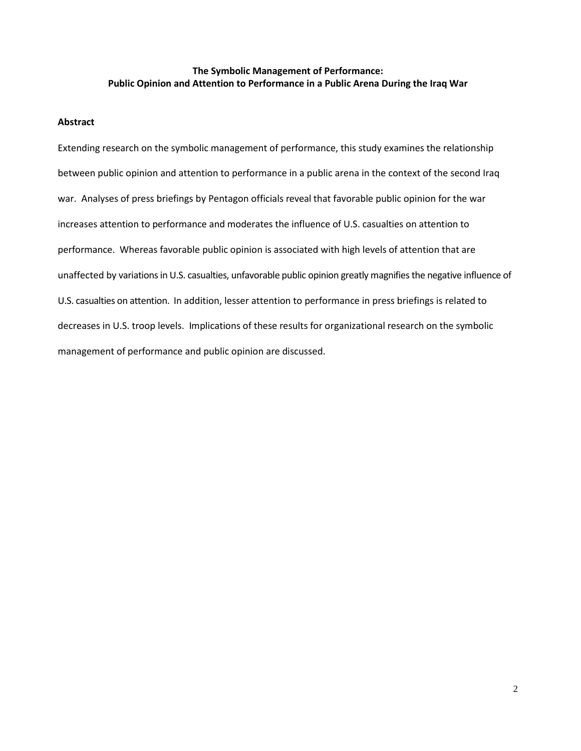**The Symbolic Management of Performance:**
**Public Opinion and Attention to Performance in a Public Arena During the Iraq War**

## Abstract

Extending research on the symbolic management of performance, this study examines the relationship between public opinion and attention to performance in a public arena in the context of the second Iraq war. Analyses of press briefings by Pentagon officials reveal that favorable public opinion for the war increases attention to performance and moderates the influence of U.S. casualties on attention to performance. Whereas favorable public opinion is associated with high levels of attention that are unaffected by variations in U.S. casualties, unfavorable public opinion greatly magnifies the negative influence of U.S. casualties on attention. In addition, lesser attention to performance in press briefings is related to decreases in U.S. troop levels. Implications of these results for organizational research on the symbolic management of performance and public opinion are discussed.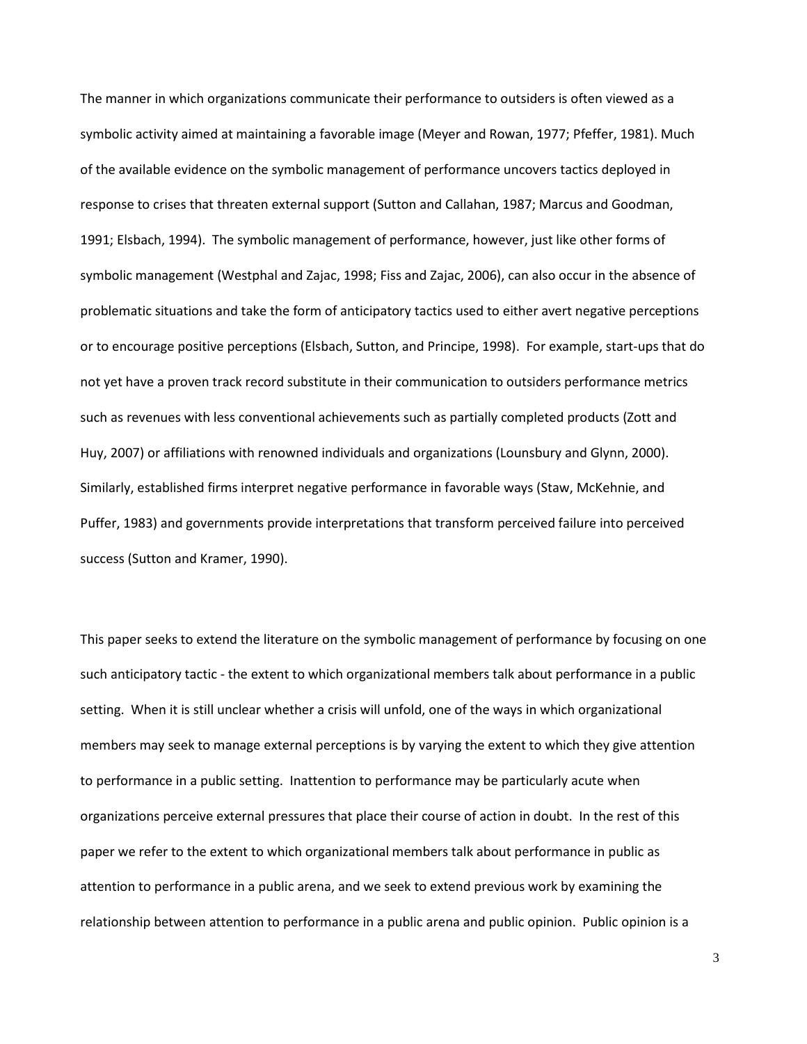The manner in which organizations communicate their performance to outsiders is often viewed as a symbolic activity aimed at maintaining a favorable image (Meyer and Rowan, 1977; Pfeffer, 1981). Much of the available evidence on the symbolic management of performance uncovers tactics deployed in response to crises that threaten external support (Sutton and Callahan, 1987; Marcus and Goodman, 1991; Elsbach, 1994). The symbolic management of performance, however, just like other forms of symbolic management (Westphal and Zajac, 1998; Fiss and Zajac, 2006), can also occur in the absence of problematic situations and take the form of anticipatory tactics used to either avert negative perceptions or to encourage positive perceptions (Elsbach, Sutton, and Principe, 1998). For example, start-ups that do not yet have a proven track record substitute in their communication to outsiders performance metrics such as revenues with less conventional achievements such as partially completed products (Zott and Huy, 2007) or affiliations with renowned individuals and organizations (Lounsbury and Glynn, 2000). Similarly, established firms interpret negative performance in favorable ways (Staw, McKehnie, and Puffer, 1983) and governments provide interpretations that transform perceived failure into perceived success (Sutton and Kramer, 1990).

This paper seeks to extend the literature on the symbolic management of performance by focusing on one such anticipatory tactic - the extent to which organizational members talk about performance in a public setting. When it is still unclear whether a crisis will unfold, one of the ways in which organizational members may seek to manage external perceptions is by varying the extent to which they give attention to performance in a public setting. Inattention to performance may be particularly acute when organizations perceive external pressures that place their course of action in doubt. In the rest of this paper we refer to the extent to which organizational members talk about performance in public as attention to performance in a public arena, and we seek to extend previous work by examining the relationship between attention to performance in a public arena and public opinion. Public opinion is a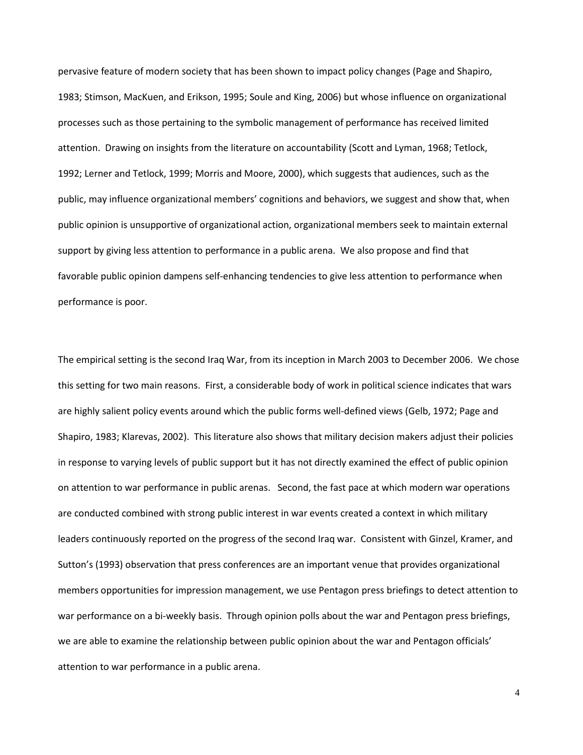pervasive feature of modern society that has been shown to impact policy changes (Page and Shapiro, 1983; Stimson, MacKuen, and Erikson, 1995; Soule and King, 2006) but whose influence on organizational processes such as those pertaining to the symbolic management of performance has received limited attention. Drawing on insights from the literature on accountability (Scott and Lyman, 1968; Tetlock, 1992; Lerner and Tetlock, 1999; Morris and Moore, 2000), which suggests that audiences, such as the public, may influence organizational members' cognitions and behaviors, we suggest and show that, when public opinion is unsupportive of organizational action, organizational members seek to maintain external support by giving less attention to performance in a public arena. We also propose and find that favorable public opinion dampens self-enhancing tendencies to give less attention to performance when performance is poor.

The empirical setting is the second Iraq War, from its inception in March 2003 to December 2006. We chose this setting for two main reasons. First, a considerable body of work in political science indicates that wars are highly salient policy events around which the public forms well-defined views (Gelb, 1972; Page and Shapiro, 1983; Klarevas, 2002). This literature also shows that military decision makers adjust their policies in response to varying levels of public support but it has not directly examined the effect of public opinion on attention to war performance in public arenas. Second, the fast pace at which modern war operations are conducted combined with strong public interest in war events created a context in which military leaders continuously reported on the progress of the second Iraq war. Consistent with Ginzel, Kramer, and Sutton's (1993) observation that press conferences are an important venue that provides organizational members opportunities for impression management, we use Pentagon press briefings to detect attention to war performance on a bi-weekly basis. Through opinion polls about the war and Pentagon press briefings, we are able to examine the relationship between public opinion about the war and Pentagon officials' attention to war performance in a public arena.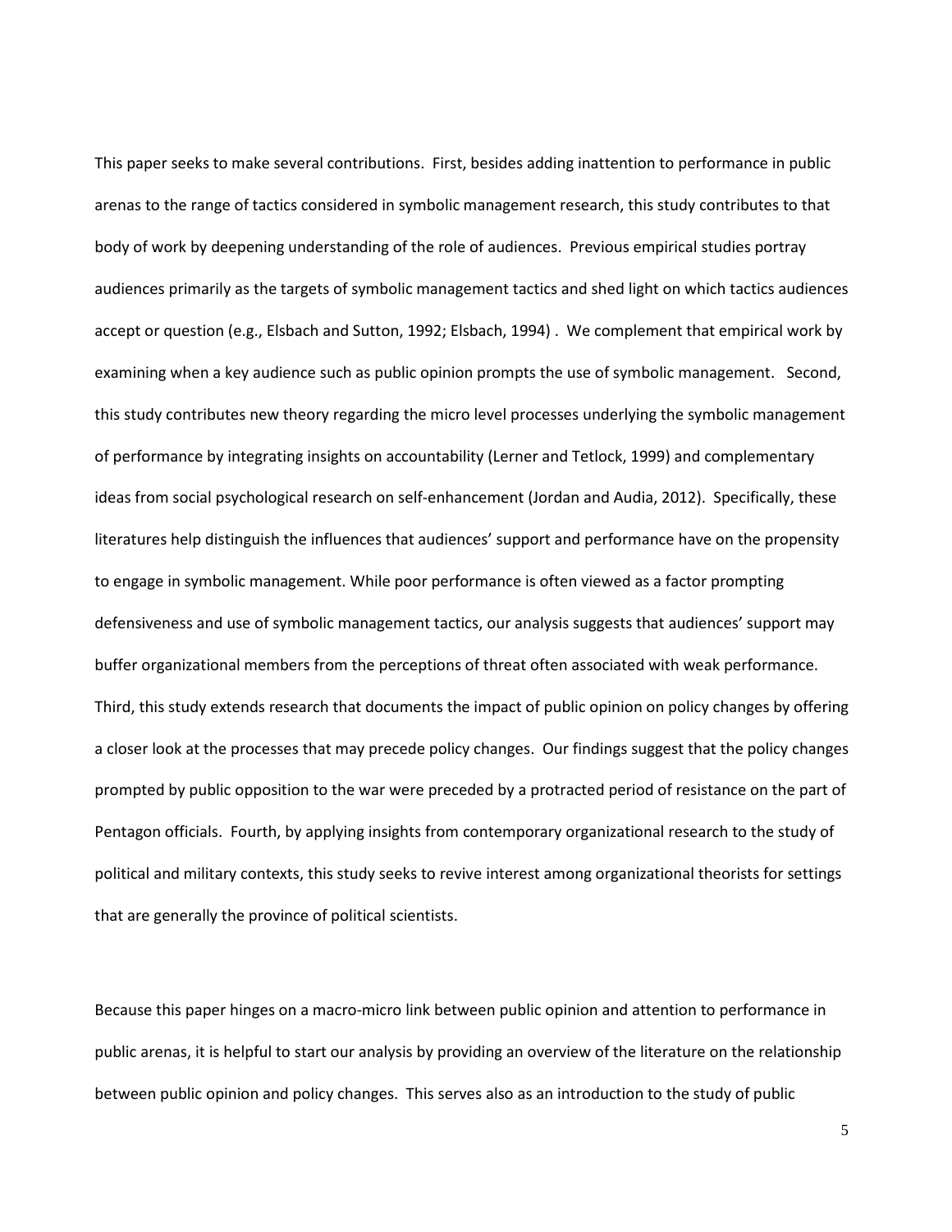This paper seeks to make several contributions. First, besides adding inattention to performance in public arenas to the range of tactics considered in symbolic management research, this study contributes to that body of work by deepening understanding of the role of audiences. Previous empirical studies portray audiences primarily as the targets of symbolic management tactics and shed light on which tactics audiences accept or question (e.g., Elsbach and Sutton, 1992; Elsbach, 1994) . We complement that empirical work by examining when a key audience such as public opinion prompts the use of symbolic management. Second, this study contributes new theory regarding the micro level processes underlying the symbolic management of performance by integrating insights on accountability (Lerner and Tetlock, 1999) and complementary ideas from social psychological research on self-enhancement (Jordan and Audia, 2012). Specifically, these literatures help distinguish the influences that audiences' support and performance have on the propensity to engage in symbolic management. While poor performance is often viewed as a factor prompting defensiveness and use of symbolic management tactics, our analysis suggests that audiences' support may buffer organizational members from the perceptions of threat often associated with weak performance. Third, this study extends research that documents the impact of public opinion on policy changes by offering a closer look at the processes that may precede policy changes. Our findings suggest that the policy changes prompted by public opposition to the war were preceded by a protracted period of resistance on the part of Pentagon officials. Fourth, by applying insights from contemporary organizational research to the study of political and military contexts, this study seeks to revive interest among organizational theorists for settings that are generally the province of political scientists.

Because this paper hinges on a macro-micro link between public opinion and attention to performance in public arenas, it is helpful to start our analysis by providing an overview of the literature on the relationship between public opinion and policy changes. This serves also as an introduction to the study of public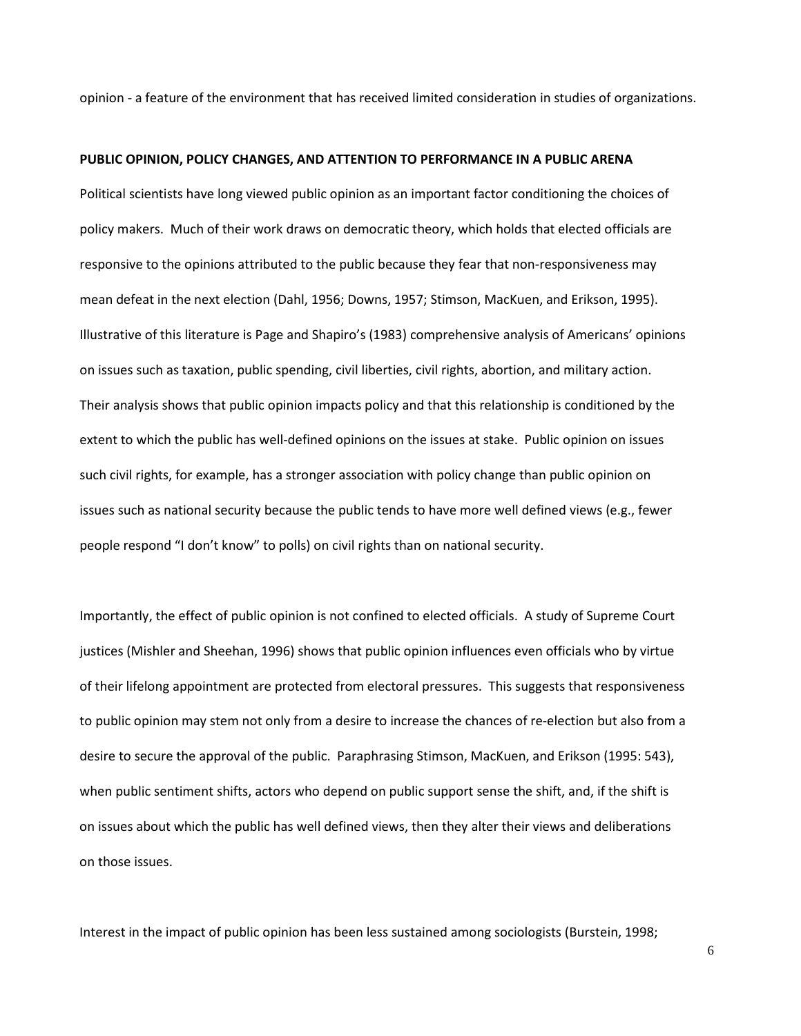opinion - a feature of the environment that has received limited consideration in studies of organizations.

**PUBLIC OPINION, POLICY CHANGES, AND ATTENTION TO PERFORMANCE IN A PUBLIC ARENA**

Political scientists have long viewed public opinion as an important factor conditioning the choices of policy makers. Much of their work draws on democratic theory, which holds that elected officials are responsive to the opinions attributed to the public because they fear that non-responsiveness may mean defeat in the next election (Dahl, 1956; Downs, 1957; Stimson, MacKuen, and Erikson, 1995). Illustrative of this literature is Page and Shapiro's (1983) comprehensive analysis of Americans' opinions on issues such as taxation, public spending, civil liberties, civil rights, abortion, and military action. Their analysis shows that public opinion impacts policy and that this relationship is conditioned by the extent to which the public has well-defined opinions on the issues at stake. Public opinion on issues such civil rights, for example, has a stronger association with policy change than public opinion on issues such as national security because the public tends to have more well defined views (e.g., fewer people respond "I don't know" to polls) on civil rights than on national security.

Importantly, the effect of public opinion is not confined to elected officials. A study of Supreme Court justices (Mishler and Sheehan, 1996) shows that public opinion influences even officials who by virtue of their lifelong appointment are protected from electoral pressures. This suggests that responsiveness to public opinion may stem not only from a desire to increase the chances of re-election but also from a desire to secure the approval of the public. Paraphrasing Stimson, MacKuen, and Erikson (1995: 543), when public sentiment shifts, actors who depend on public support sense the shift, and, if the shift is on issues about which the public has well defined views, then they alter their views and deliberations on those issues.

Interest in the impact of public opinion has been less sustained among sociologists (Burstein, 1998;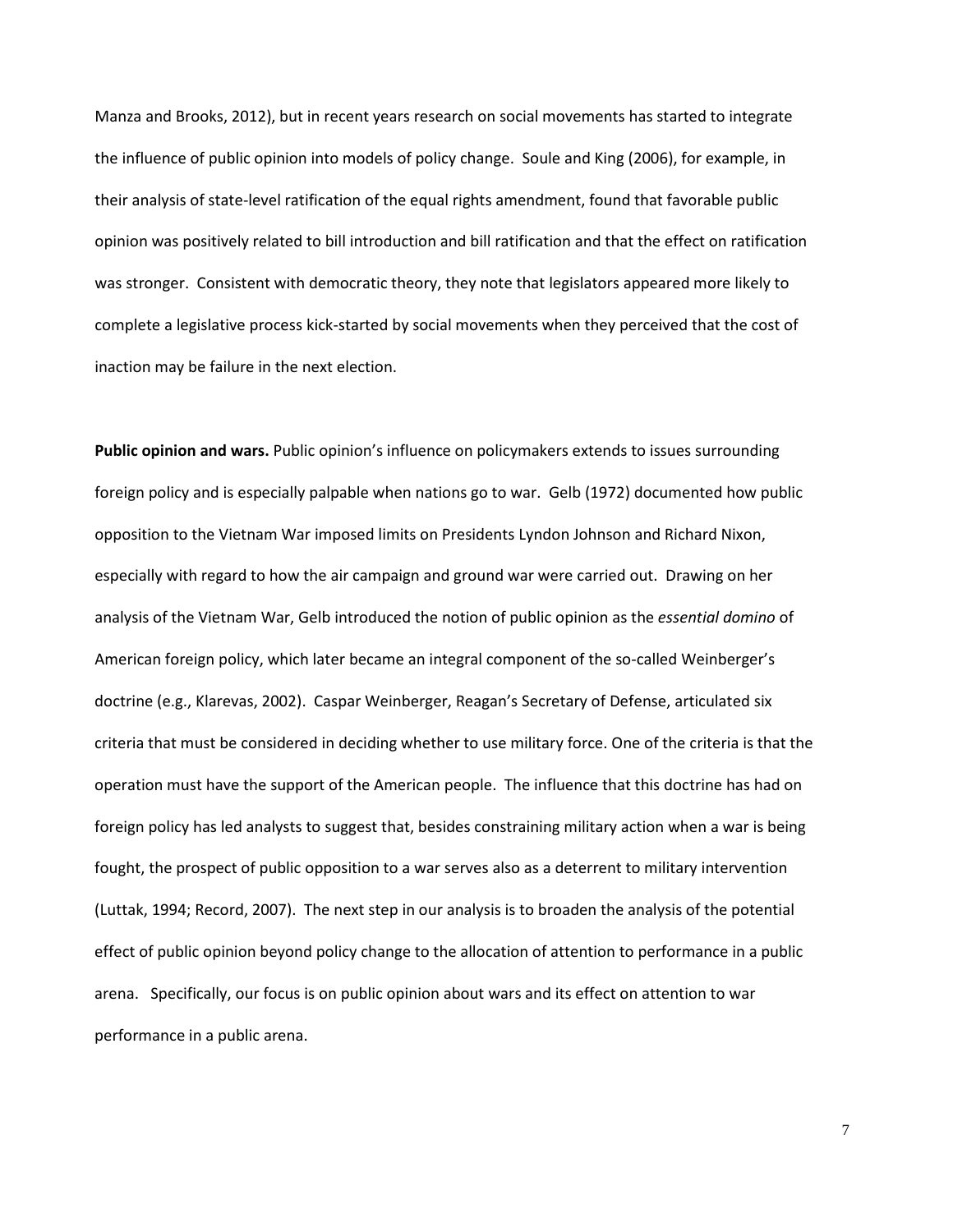Manza and Brooks, 2012), but in recent years research on social movements has started to integrate the influence of public opinion into models of policy change. Soule and King (2006), for example, in their analysis of state-level ratification of the equal rights amendment, found that favorable public opinion was positively related to bill introduction and bill ratification and that the effect on ratification was stronger. Consistent with democratic theory, they note that legislators appeared more likely to complete a legislative process kick-started by social movements when they perceived that the cost of inaction may be failure in the next election.

**Public opinion and wars.** Public opinion's influence on policymakers extends to issues surrounding foreign policy and is especially palpable when nations go to war. Gelb (1972) documented how public opposition to the Vietnam War imposed limits on Presidents Lyndon Johnson and Richard Nixon, especially with regard to how the air campaign and ground war were carried out. Drawing on her analysis of the Vietnam War, Gelb introduced the notion of public opinion as the *essential domino* of American foreign policy, which later became an integral component of the so-called Weinberger's doctrine (e.g., Klarevas, 2002). Caspar Weinberger, Reagan's Secretary of Defense, articulated six criteria that must be considered in deciding whether to use military force. One of the criteria is that the operation must have the support of the American people. The influence that this doctrine has had on foreign policy has led analysts to suggest that, besides constraining military action when a war is being fought, the prospect of public opposition to a war serves also as a deterrent to military intervention (Luttak, 1994; Record, 2007). The next step in our analysis is to broaden the analysis of the potential effect of public opinion beyond policy change to the allocation of attention to performance in a public arena. Specifically, our focus is on public opinion about wars and its effect on attention to war performance in a public arena.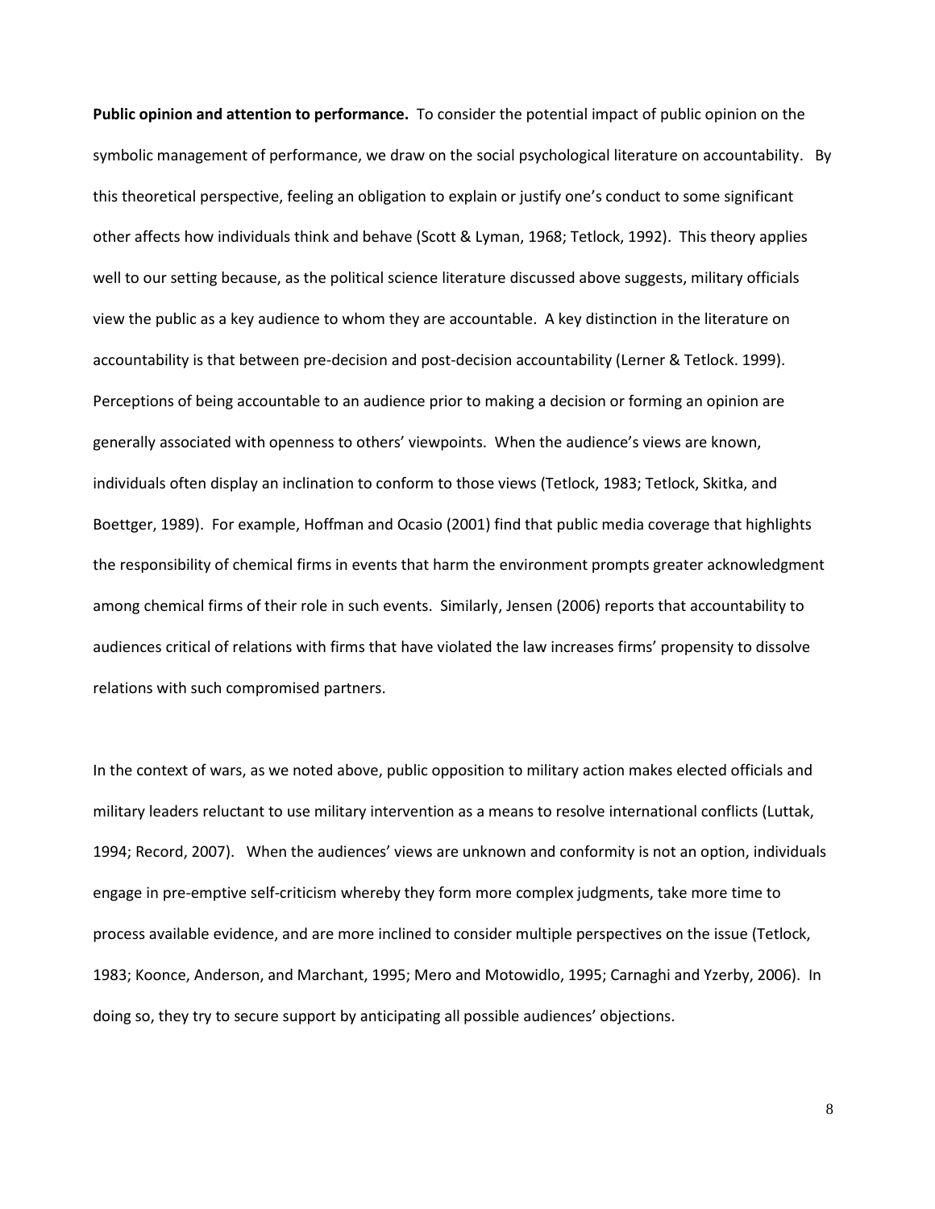**Public opinion and attention to performance.** To consider the potential impact of public opinion on the symbolic management of performance, we draw on the social psychological literature on accountability. By this theoretical perspective, feeling an obligation to explain or justify one's conduct to some significant other affects how individuals think and behave (Scott & Lyman, 1968; Tetlock, 1992). This theory applies well to our setting because, as the political science literature discussed above suggests, military officials view the public as a key audience to whom they are accountable. A key distinction in the literature on accountability is that between pre-decision and post-decision accountability (Lerner & Tetlock. 1999). Perceptions of being accountable to an audience prior to making a decision or forming an opinion are generally associated with openness to others' viewpoints. When the audience's views are known, individuals often display an inclination to conform to those views (Tetlock, 1983; Tetlock, Skitka, and Boettger, 1989). For example, Hoffman and Ocasio (2001) find that public media coverage that highlights the responsibility of chemical firms in events that harm the environment prompts greater acknowledgment among chemical firms of their role in such events. Similarly, Jensen (2006) reports that accountability to audiences critical of relations with firms that have violated the law increases firms' propensity to dissolve relations with such compromised partners.

In the context of wars, as we noted above, public opposition to military action makes elected officials and military leaders reluctant to use military intervention as a means to resolve international conflicts (Luttak, 1994; Record, 2007). When the audiences' views are unknown and conformity is not an option, individuals engage in pre-emptive self-criticism whereby they form more complex judgments, take more time to process available evidence, and are more inclined to consider multiple perspectives on the issue (Tetlock, 1983; Koonce, Anderson, and Marchant, 1995; Mero and Motowidlo, 1995; Carnaghi and Yzerby, 2006). In doing so, they try to secure support by anticipating all possible audiences' objections.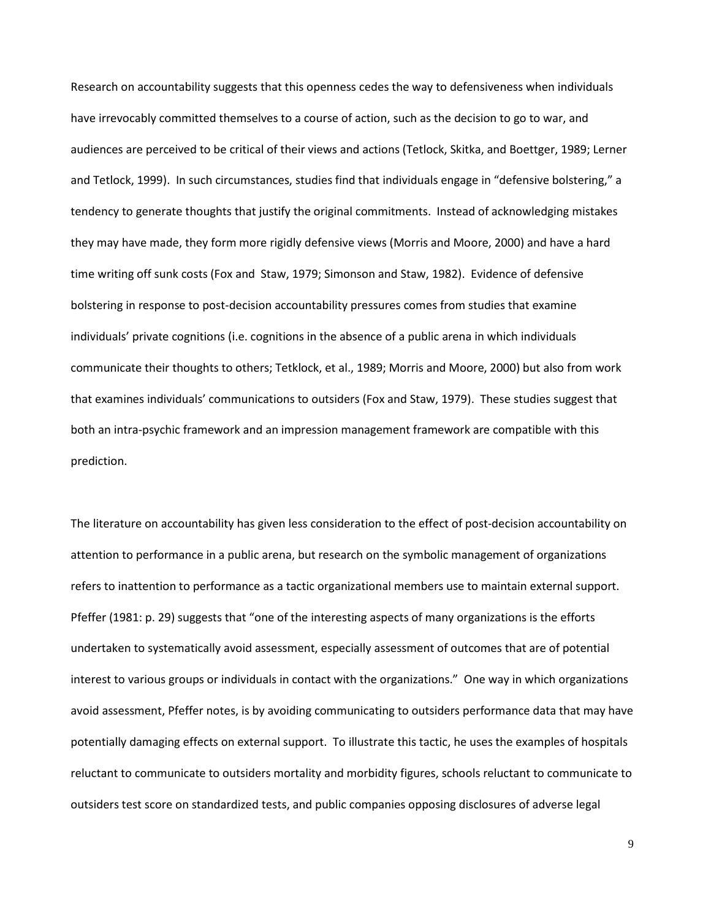Research on accountability suggests that this openness cedes the way to defensiveness when individuals have irrevocably committed themselves to a course of action, such as the decision to go to war, and audiences are perceived to be critical of their views and actions (Tetlock, Skitka, and Boettger, 1989; Lerner and Tetlock, 1999). In such circumstances, studies find that individuals engage in "defensive bolstering," a tendency to generate thoughts that justify the original commitments. Instead of acknowledging mistakes they may have made, they form more rigidly defensive views (Morris and Moore, 2000) and have a hard time writing off sunk costs (Fox and Staw, 1979; Simonson and Staw, 1982). Evidence of defensive bolstering in response to post-decision accountability pressures comes from studies that examine individuals' private cognitions (i.e. cognitions in the absence of a public arena in which individuals communicate their thoughts to others; Tetklock, et al., 1989; Morris and Moore, 2000) but also from work that examines individuals' communications to outsiders (Fox and Staw, 1979). These studies suggest that both an intra-psychic framework and an impression management framework are compatible with this prediction.

The literature on accountability has given less consideration to the effect of post-decision accountability on attention to performance in a public arena, but research on the symbolic management of organizations refers to inattention to performance as a tactic organizational members use to maintain external support. Pfeffer (1981: p. 29) suggests that "one of the interesting aspects of many organizations is the efforts undertaken to systematically avoid assessment, especially assessment of outcomes that are of potential interest to various groups or individuals in contact with the organizations." One way in which organizations avoid assessment, Pfeffer notes, is by avoiding communicating to outsiders performance data that may have potentially damaging effects on external support. To illustrate this tactic, he uses the examples of hospitals reluctant to communicate to outsiders mortality and morbidity figures, schools reluctant to communicate to outsiders test score on standardized tests, and public companies opposing disclosures of adverse legal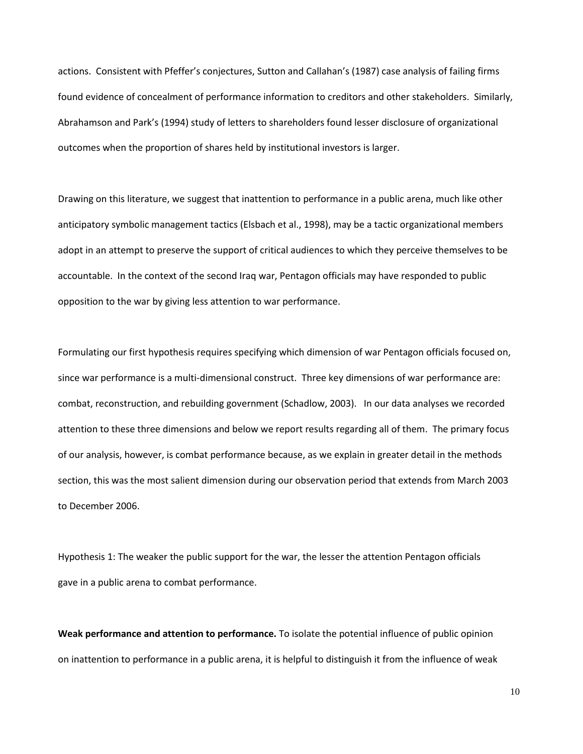actions. Consistent with Pfeffer's conjectures, Sutton and Callahan's (1987) case analysis of failing firms found evidence of concealment of performance information to creditors and other stakeholders. Similarly, Abrahamson and Park's (1994) study of letters to shareholders found lesser disclosure of organizational outcomes when the proportion of shares held by institutional investors is larger.

Drawing on this literature, we suggest that inattention to performance in a public arena, much like other anticipatory symbolic management tactics (Elsbach et al., 1998), may be a tactic organizational members adopt in an attempt to preserve the support of critical audiences to which they perceive themselves to be accountable. In the context of the second Iraq war, Pentagon officials may have responded to public opposition to the war by giving less attention to war performance.

Formulating our first hypothesis requires specifying which dimension of war Pentagon officials focused on, since war performance is a multi-dimensional construct. Three key dimensions of war performance are: combat, reconstruction, and rebuilding government (Schadlow, 2003). In our data analyses we recorded attention to these three dimensions and below we report results regarding all of them. The primary focus of our analysis, however, is combat performance because, as we explain in greater detail in the methods section, this was the most salient dimension during our observation period that extends from March 2003 to December 2006.

Hypothesis 1: The weaker the public support for the war, the lesser the attention Pentagon officials gave in a public arena to combat performance.

**Weak performance and attention to performance.** To isolate the potential influence of public opinion on inattention to performance in a public arena, it is helpful to distinguish it from the influence of weak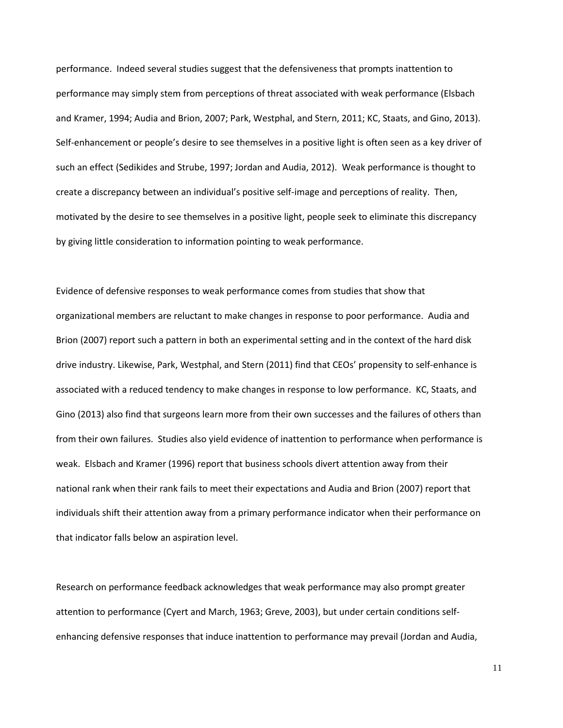performance. Indeed several studies suggest that the defensiveness that prompts inattention to performance may simply stem from perceptions of threat associated with weak performance (Elsbach and Kramer, 1994; Audia and Brion, 2007; Park, Westphal, and Stern, 2011; KC, Staats, and Gino, 2013). Self-enhancement or people's desire to see themselves in a positive light is often seen as a key driver of such an effect (Sedikides and Strube, 1997; Jordan and Audia, 2012). Weak performance is thought to create a discrepancy between an individual's positive self-image and perceptions of reality. Then, motivated by the desire to see themselves in a positive light, people seek to eliminate this discrepancy by giving little consideration to information pointing to weak performance.

Evidence of defensive responses to weak performance comes from studies that show that organizational members are reluctant to make changes in response to poor performance. Audia and Brion (2007) report such a pattern in both an experimental setting and in the context of the hard disk drive industry. Likewise, Park, Westphal, and Stern (2011) find that CEOs' propensity to self-enhance is associated with a reduced tendency to make changes in response to low performance. KC, Staats, and Gino (2013) also find that surgeons learn more from their own successes and the failures of others than from their own failures. Studies also yield evidence of inattention to performance when performance is weak. Elsbach and Kramer (1996) report that business schools divert attention away from their national rank when their rank fails to meet their expectations and Audia and Brion (2007) report that individuals shift their attention away from a primary performance indicator when their performance on that indicator falls below an aspiration level.

Research on performance feedback acknowledges that weak performance may also prompt greater attention to performance (Cyert and March, 1963; Greve, 2003), but under certain conditions self-enhancing defensive responses that induce inattention to performance may prevail (Jordan and Audia,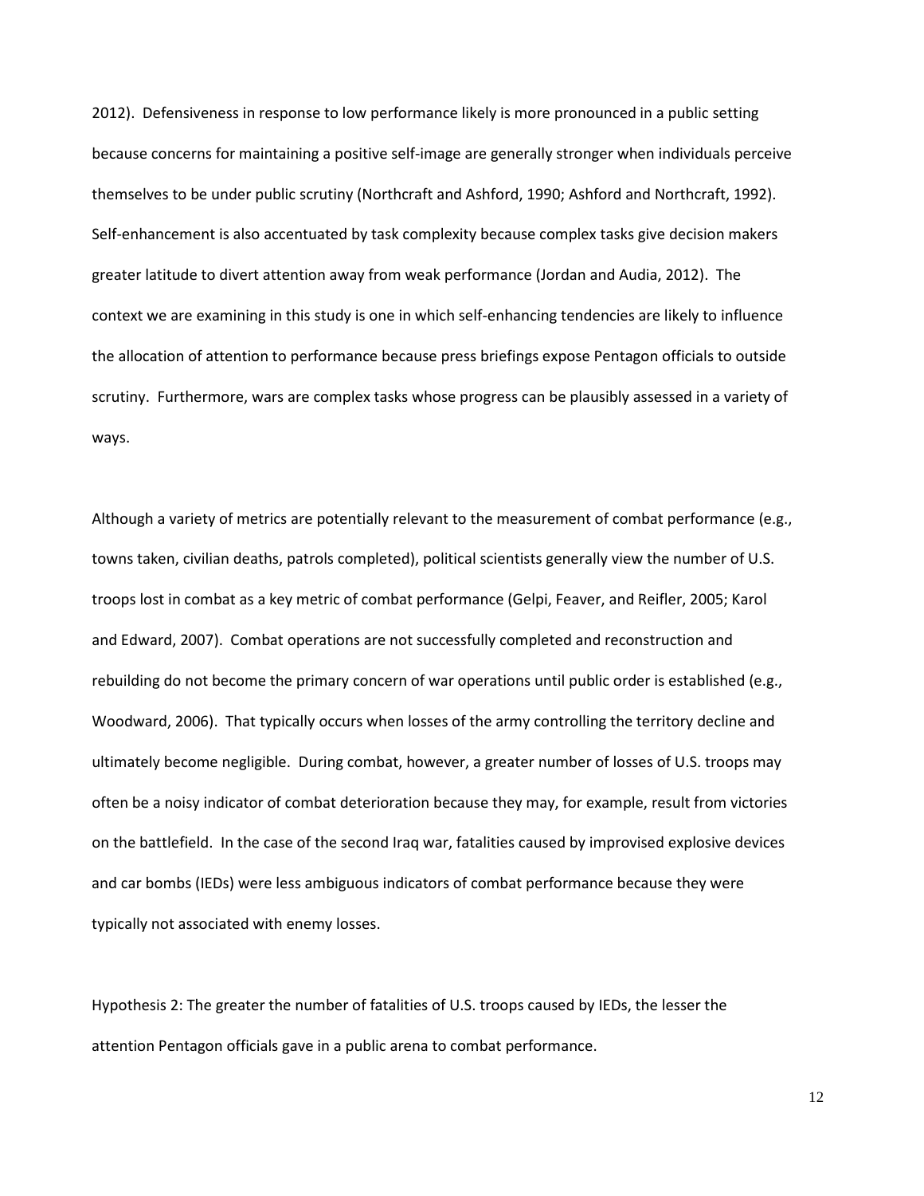2012). Defensiveness in response to low performance likely is more pronounced in a public setting because concerns for maintaining a positive self-image are generally stronger when individuals perceive themselves to be under public scrutiny (Northcraft and Ashford, 1990; Ashford and Northcraft, 1992). Self-enhancement is also accentuated by task complexity because complex tasks give decision makers greater latitude to divert attention away from weak performance (Jordan and Audia, 2012). The context we are examining in this study is one in which self-enhancing tendencies are likely to influence the allocation of attention to performance because press briefings expose Pentagon officials to outside scrutiny. Furthermore, wars are complex tasks whose progress can be plausibly assessed in a variety of ways.

Although a variety of metrics are potentially relevant to the measurement of combat performance (e.g., towns taken, civilian deaths, patrols completed), political scientists generally view the number of U.S. troops lost in combat as a key metric of combat performance (Gelpi, Feaver, and Reifler, 2005; Karol and Edward, 2007). Combat operations are not successfully completed and reconstruction and rebuilding do not become the primary concern of war operations until public order is established (e.g., Woodward, 2006). That typically occurs when losses of the army controlling the territory decline and ultimately become negligible. During combat, however, a greater number of losses of U.S. troops may often be a noisy indicator of combat deterioration because they may, for example, result from victories on the battlefield. In the case of the second Iraq war, fatalities caused by improvised explosive devices and car bombs (IEDs) were less ambiguous indicators of combat performance because they were typically not associated with enemy losses.

Hypothesis 2: The greater the number of fatalities of U.S. troops caused by IEDs, the lesser the attention Pentagon officials gave in a public arena to combat performance.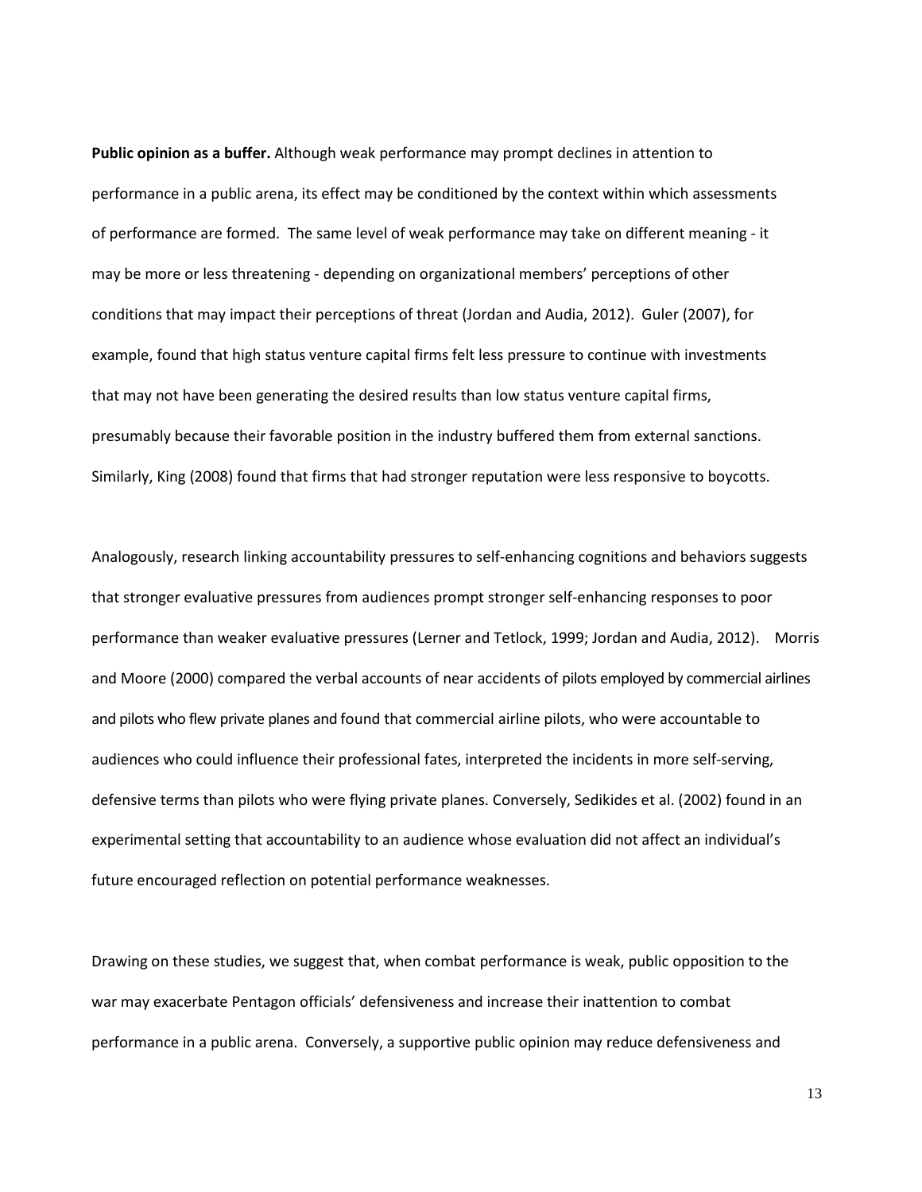**Public opinion as a buffer.** Although weak performance may prompt declines in attention to performance in a public arena, its effect may be conditioned by the context within which assessments of performance are formed. The same level of weak performance may take on different meaning - it may be more or less threatening - depending on organizational members' perceptions of other conditions that may impact their perceptions of threat (Jordan and Audia, 2012). Guler (2007), for example, found that high status venture capital firms felt less pressure to continue with investments that may not have been generating the desired results than low status venture capital firms, presumably because their favorable position in the industry buffered them from external sanctions. Similarly, King (2008) found that firms that had stronger reputation were less responsive to boycotts.

Analogously, research linking accountability pressures to self-enhancing cognitions and behaviors suggests that stronger evaluative pressures from audiences prompt stronger self-enhancing responses to poor performance than weaker evaluative pressures (Lerner and Tetlock, 1999; Jordan and Audia, 2012). Morris and Moore (2000) compared the verbal accounts of near accidents of pilots employed by commercial airlines and pilots who flew private planes and found that commercial airline pilots, who were accountable to audiences who could influence their professional fates, interpreted the incidents in more self-serving, defensive terms than pilots who were flying private planes. Conversely, Sedikides et al. (2002) found in an experimental setting that accountability to an audience whose evaluation did not affect an individual's future encouraged reflection on potential performance weaknesses.

Drawing on these studies, we suggest that, when combat performance is weak, public opposition to the war may exacerbate Pentagon officials' defensiveness and increase their inattention to combat performance in a public arena. Conversely, a supportive public opinion may reduce defensiveness and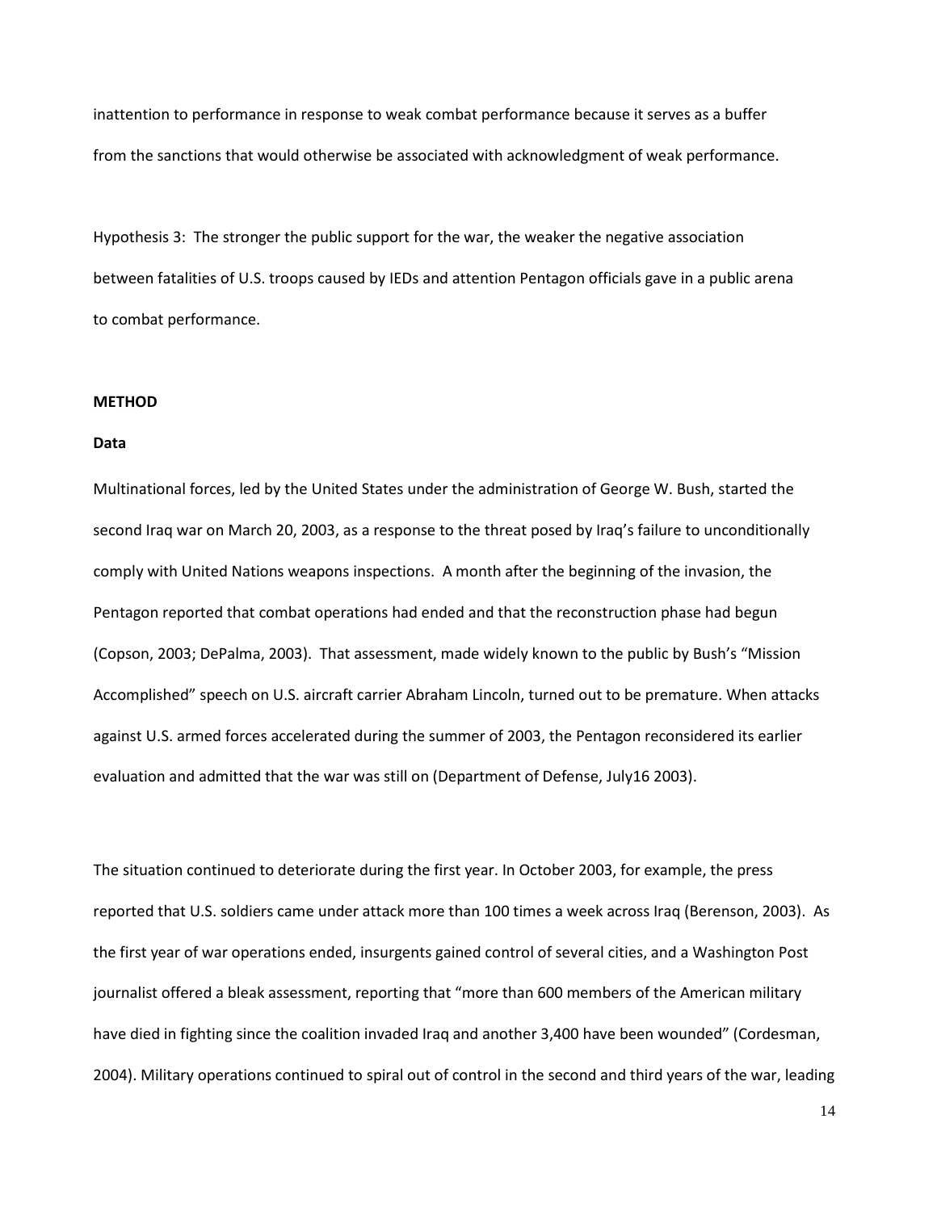inattention to performance in response to weak combat performance because it serves as a buffer from the sanctions that would otherwise be associated with acknowledgment of weak performance.

Hypothesis 3: The stronger the public support for the war, the weaker the negative association between fatalities of U.S. troops caused by IEDs and attention Pentagon officials gave in a public arena to combat performance.

## METHOD

### Data

Multinational forces, led by the United States under the administration of George W. Bush, started the second Iraq war on March 20, 2003, as a response to the threat posed by Iraq's failure to unconditionally comply with United Nations weapons inspections. A month after the beginning of the invasion, the Pentagon reported that combat operations had ended and that the reconstruction phase had begun (Copson, 2003; DePalma, 2003). That assessment, made widely known to the public by Bush's "Mission Accomplished" speech on U.S. aircraft carrier Abraham Lincoln, turned out to be premature. When attacks against U.S. armed forces accelerated during the summer of 2003, the Pentagon reconsidered its earlier evaluation and admitted that the war was still on (Department of Defense, July16 2003).

The situation continued to deteriorate during the first year. In October 2003, for example, the press reported that U.S. soldiers came under attack more than 100 times a week across Iraq (Berenson, 2003). As the first year of war operations ended, insurgents gained control of several cities, and a Washington Post journalist offered a bleak assessment, reporting that "more than 600 members of the American military have died in fighting since the coalition invaded Iraq and another 3,400 have been wounded" (Cordesman, 2004). Military operations continued to spiral out of control in the second and third years of the war, leading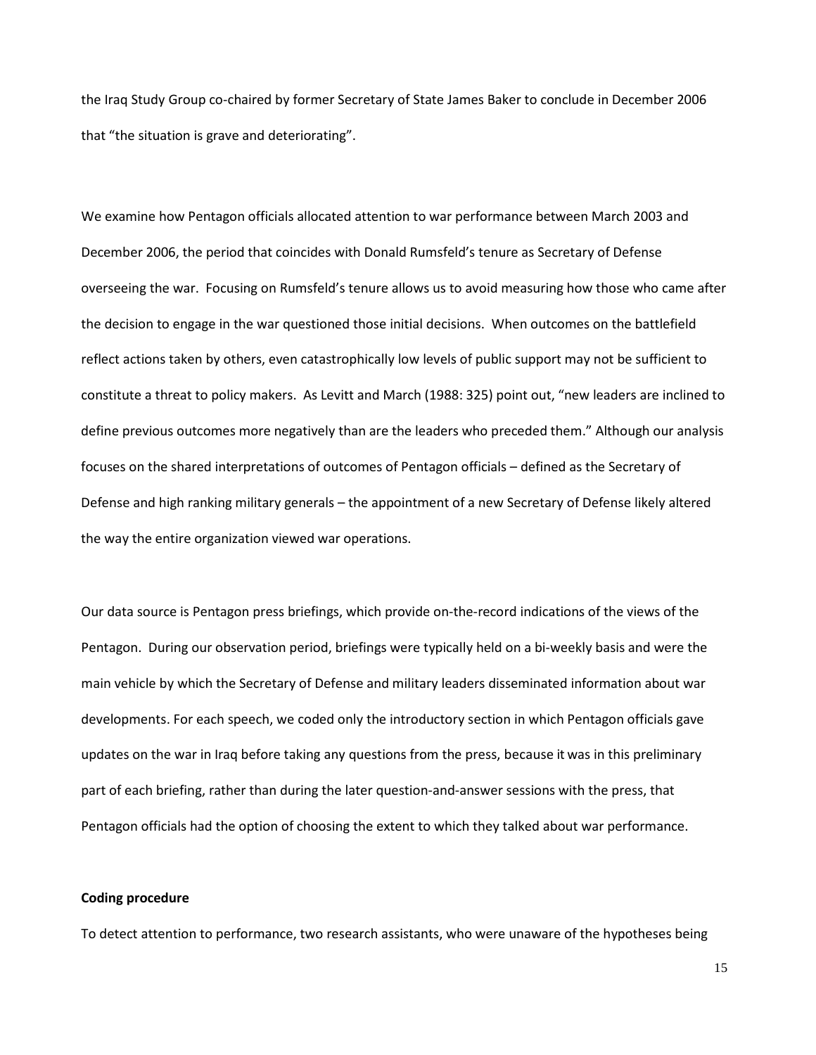the Iraq Study Group co-chaired by former Secretary of State James Baker to conclude in December 2006 that "the situation is grave and deteriorating".

We examine how Pentagon officials allocated attention to war performance between March 2003 and December 2006, the period that coincides with Donald Rumsfeld's tenure as Secretary of Defense overseeing the war. Focusing on Rumsfeld's tenure allows us to avoid measuring how those who came after the decision to engage in the war questioned those initial decisions. When outcomes on the battlefield reflect actions taken by others, even catastrophically low levels of public support may not be sufficient to constitute a threat to policy makers. As Levitt and March (1988: 325) point out, "new leaders are inclined to define previous outcomes more negatively than are the leaders who preceded them." Although our analysis focuses on the shared interpretations of outcomes of Pentagon officials – defined as the Secretary of Defense and high ranking military generals – the appointment of a new Secretary of Defense likely altered the way the entire organization viewed war operations.

Our data source is Pentagon press briefings, which provide on-the-record indications of the views of the Pentagon. During our observation period, briefings were typically held on a bi-weekly basis and were the main vehicle by which the Secretary of Defense and military leaders disseminated information about war developments. For each speech, we coded only the introductory section in which Pentagon officials gave updates on the war in Iraq before taking any questions from the press, because it was in this preliminary part of each briefing, rather than during the later question-and-answer sessions with the press, that Pentagon officials had the option of choosing the extent to which they talked about war performance.

**Coding procedure**

To detect attention to performance, two research assistants, who were unaware of the hypotheses being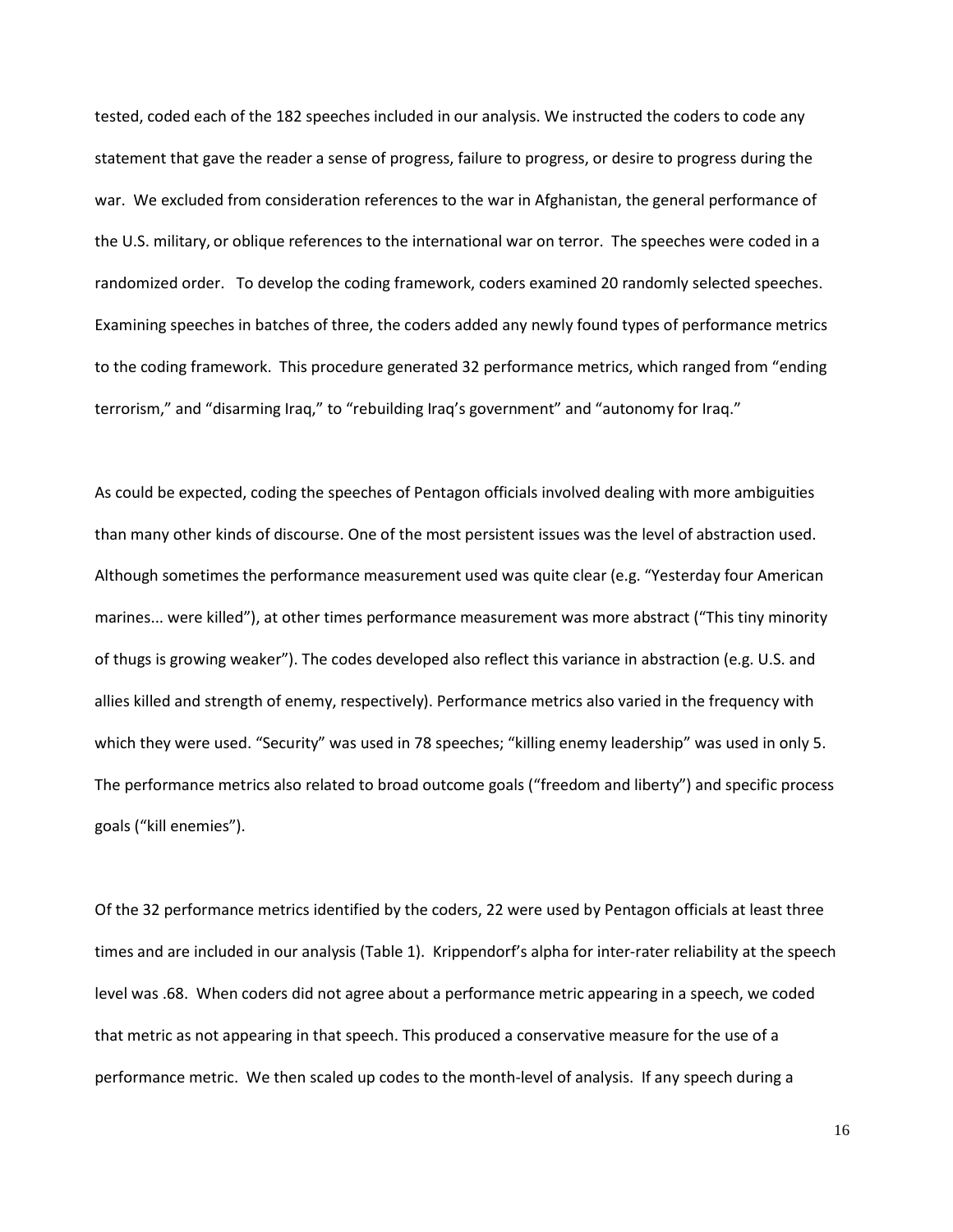tested, coded each of the 182 speeches included in our analysis. We instructed the coders to code any statement that gave the reader a sense of progress, failure to progress, or desire to progress during the war. We excluded from consideration references to the war in Afghanistan, the general performance of the U.S. military, or oblique references to the international war on terror. The speeches were coded in a randomized order. To develop the coding framework, coders examined 20 randomly selected speeches. Examining speeches in batches of three, the coders added any newly found types of performance metrics to the coding framework. This procedure generated 32 performance metrics, which ranged from "ending terrorism," and "disarming Iraq," to "rebuilding Iraq's government" and "autonomy for Iraq."

As could be expected, coding the speeches of Pentagon officials involved dealing with more ambiguities than many other kinds of discourse. One of the most persistent issues was the level of abstraction used. Although sometimes the performance measurement used was quite clear (e.g. "Yesterday four American marines... were killed"), at other times performance measurement was more abstract ("This tiny minority of thugs is growing weaker"). The codes developed also reflect this variance in abstraction (e.g. U.S. and allies killed and strength of enemy, respectively). Performance metrics also varied in the frequency with which they were used. "Security" was used in 78 speeches; "killing enemy leadership" was used in only 5. The performance metrics also related to broad outcome goals ("freedom and liberty") and specific process goals ("kill enemies").

Of the 32 performance metrics identified by the coders, 22 were used by Pentagon officials at least three times and are included in our analysis (Table 1). Krippendorf's alpha for inter-rater reliability at the speech level was .68. When coders did not agree about a performance metric appearing in a speech, we coded that metric as not appearing in that speech. This produced a conservative measure for the use of a performance metric. We then scaled up codes to the month-level of analysis. If any speech during a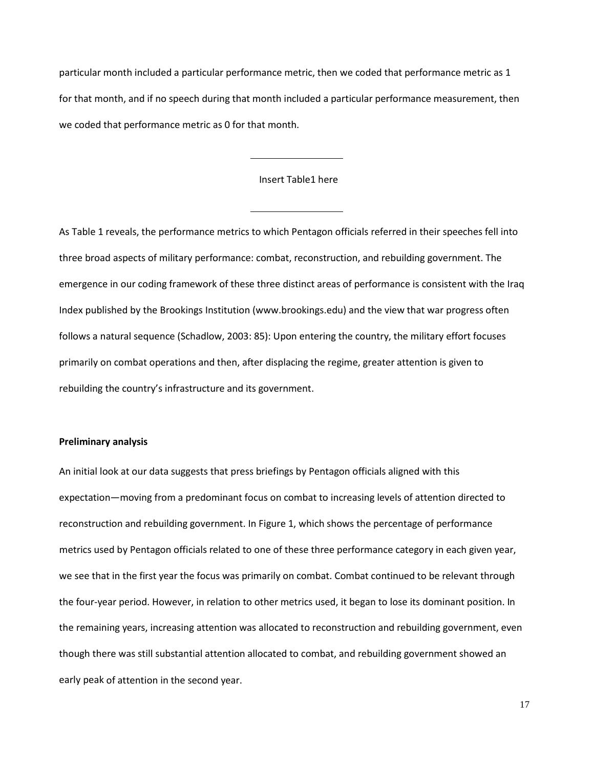particular month included a particular performance metric, then we coded that performance metric as 1 for that month, and if no speech during that month included a particular performance measurement, then we coded that performance metric as 0 for that month.

---

Insert Table1 here

---

As Table 1 reveals, the performance metrics to which Pentagon officials referred in their speeches fell into three broad aspects of military performance: combat, reconstruction, and rebuilding government. The emergence in our coding framework of these three distinct areas of performance is consistent with the Iraq Index published by the Brookings Institution (www.brookings.edu) and the view that war progress often follows a natural sequence (Schadlow, 2003: 85): Upon entering the country, the military effort focuses primarily on combat operations and then, after displacing the regime, greater attention is given to rebuilding the country's infrastructure and its government.

**Preliminary analysis**

An initial look at our data suggests that press briefings by Pentagon officials aligned with this expectation—moving from a predominant focus on combat to increasing levels of attention directed to reconstruction and rebuilding government. In Figure 1, which shows the percentage of performance metrics used by Pentagon officials related to one of these three performance category in each given year, we see that in the first year the focus was primarily on combat. Combat continued to be relevant through the four-year period. However, in relation to other metrics used, it began to lose its dominant position. In the remaining years, increasing attention was allocated to reconstruction and rebuilding government, even though there was still substantial attention allocated to combat, and rebuilding government showed an early peak of attention in the second year.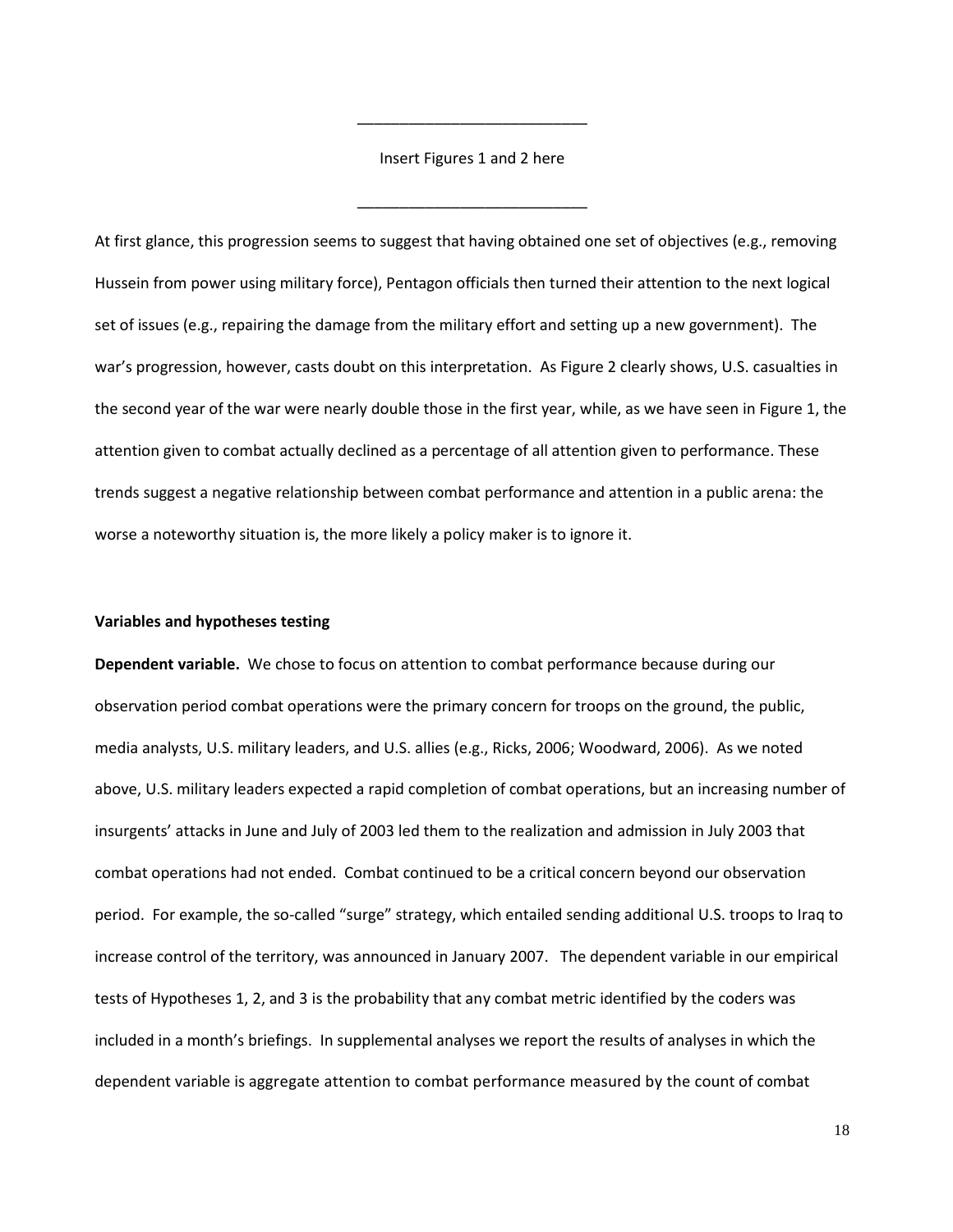___________________________

Insert Figures 1 and 2 here

___________________________

At first glance, this progression seems to suggest that having obtained one set of objectives (e.g., removing Hussein from power using military force), Pentagon officials then turned their attention to the next logical set of issues (e.g., repairing the damage from the military effort and setting up a new government). The war's progression, however, casts doubt on this interpretation. As Figure 2 clearly shows, U.S. casualties in the second year of the war were nearly double those in the first year, while, as we have seen in Figure 1, the attention given to combat actually declined as a percentage of all attention given to performance. These trends suggest a negative relationship between combat performance and attention in a public arena: the worse a noteworthy situation is, the more likely a policy maker is to ignore it.

**Variables and hypotheses testing**

**Dependent variable.** We chose to focus on attention to combat performance because during our observation period combat operations were the primary concern for troops on the ground, the public, media analysts, U.S. military leaders, and U.S. allies (e.g., Ricks, 2006; Woodward, 2006). As we noted above, U.S. military leaders expected a rapid completion of combat operations, but an increasing number of insurgents' attacks in June and July of 2003 led them to the realization and admission in July 2003 that combat operations had not ended. Combat continued to be a critical concern beyond our observation period. For example, the so-called "surge" strategy, which entailed sending additional U.S. troops to Iraq to increase control of the territory, was announced in January 2007. The dependent variable in our empirical tests of Hypotheses 1, 2, and 3 is the probability that any combat metric identified by the coders was included in a month's briefings. In supplemental analyses we report the results of analyses in which the dependent variable is aggregate attention to combat performance measured by the count of combat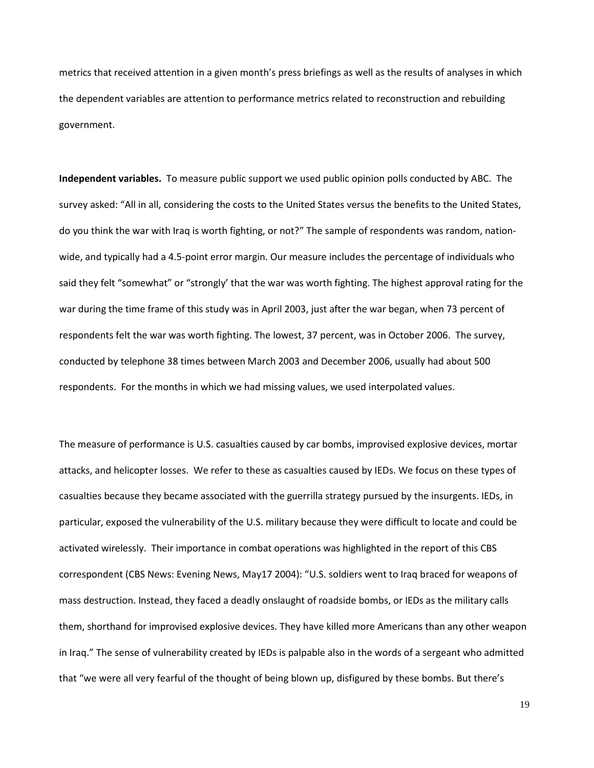metrics that received attention in a given month's press briefings as well as the results of analyses in which the dependent variables are attention to performance metrics related to reconstruction and rebuilding government.

**Independent variables.** To measure public support we used public opinion polls conducted by ABC. The survey asked: "All in all, considering the costs to the United States versus the benefits to the United States, do you think the war with Iraq is worth fighting, or not?" The sample of respondents was random, nation-wide, and typically had a 4.5-point error margin. Our measure includes the percentage of individuals who said they felt "somewhat" or "strongly' that the war was worth fighting. The highest approval rating for the war during the time frame of this study was in April 2003, just after the war began, when 73 percent of respondents felt the war was worth fighting. The lowest, 37 percent, was in October 2006. The survey, conducted by telephone 38 times between March 2003 and December 2006, usually had about 500 respondents. For the months in which we had missing values, we used interpolated values.

The measure of performance is U.S. casualties caused by car bombs, improvised explosive devices, mortar attacks, and helicopter losses. We refer to these as casualties caused by IEDs. We focus on these types of casualties because they became associated with the guerrilla strategy pursued by the insurgents. IEDs, in particular, exposed the vulnerability of the U.S. military because they were difficult to locate and could be activated wirelessly. Their importance in combat operations was highlighted in the report of this CBS correspondent (CBS News: Evening News, May17 2004): "U.S. soldiers went to Iraq braced for weapons of mass destruction. Instead, they faced a deadly onslaught of roadside bombs, or IEDs as the military calls them, shorthand for improvised explosive devices. They have killed more Americans than any other weapon in Iraq." The sense of vulnerability created by IEDs is palpable also in the words of a sergeant who admitted that "we were all very fearful of the thought of being blown up, disfigured by these bombs. But there's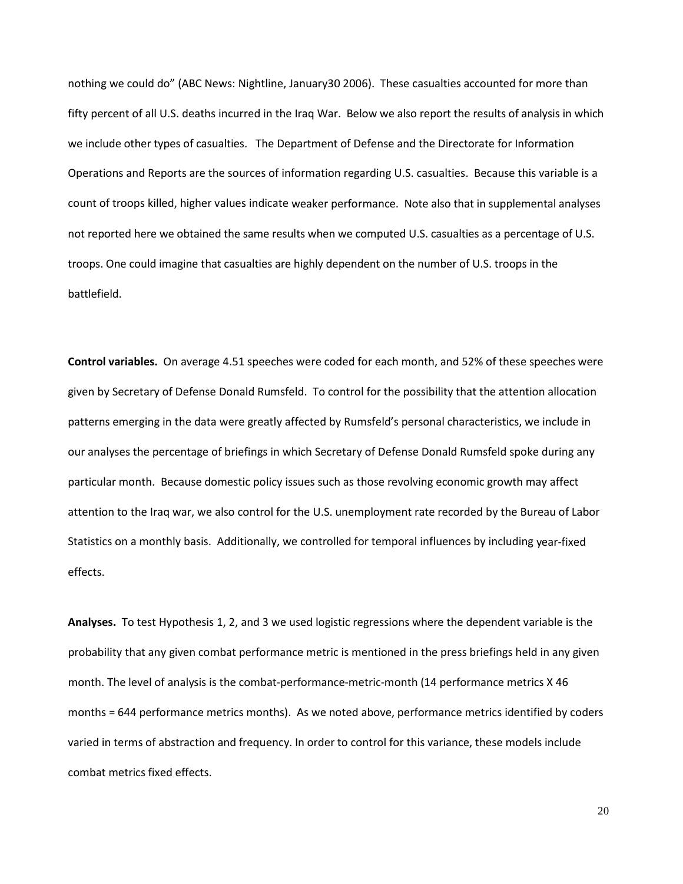nothing we could do" (ABC News: Nightline, January30 2006). These casualties accounted for more than fifty percent of all U.S. deaths incurred in the Iraq War. Below we also report the results of analysis in which we include other types of casualties. The Department of Defense and the Directorate for Information Operations and Reports are the sources of information regarding U.S. casualties. Because this variable is a count of troops killed, higher values indicate weaker performance. Note also that in supplemental analyses not reported here we obtained the same results when we computed U.S. casualties as a percentage of U.S. troops. One could imagine that casualties are highly dependent on the number of U.S. troops in the battlefield.

**Control variables.** On average 4.51 speeches were coded for each month, and 52% of these speeches were given by Secretary of Defense Donald Rumsfeld. To control for the possibility that the attention allocation patterns emerging in the data were greatly affected by Rumsfeld's personal characteristics, we include in our analyses the percentage of briefings in which Secretary of Defense Donald Rumsfeld spoke during any particular month. Because domestic policy issues such as those revolving economic growth may affect attention to the Iraq war, we also control for the U.S. unemployment rate recorded by the Bureau of Labor Statistics on a monthly basis. Additionally, we controlled for temporal influences by including year-fixed effects.

**Analyses.** To test Hypothesis 1, 2, and 3 we used logistic regressions where the dependent variable is the probability that any given combat performance metric is mentioned in the press briefings held in any given month. The level of analysis is the combat-performance-metric-month (14 performance metrics X 46 months = 644 performance metrics months). As we noted above, performance metrics identified by coders varied in terms of abstraction and frequency. In order to control for this variance, these models include combat metrics fixed effects.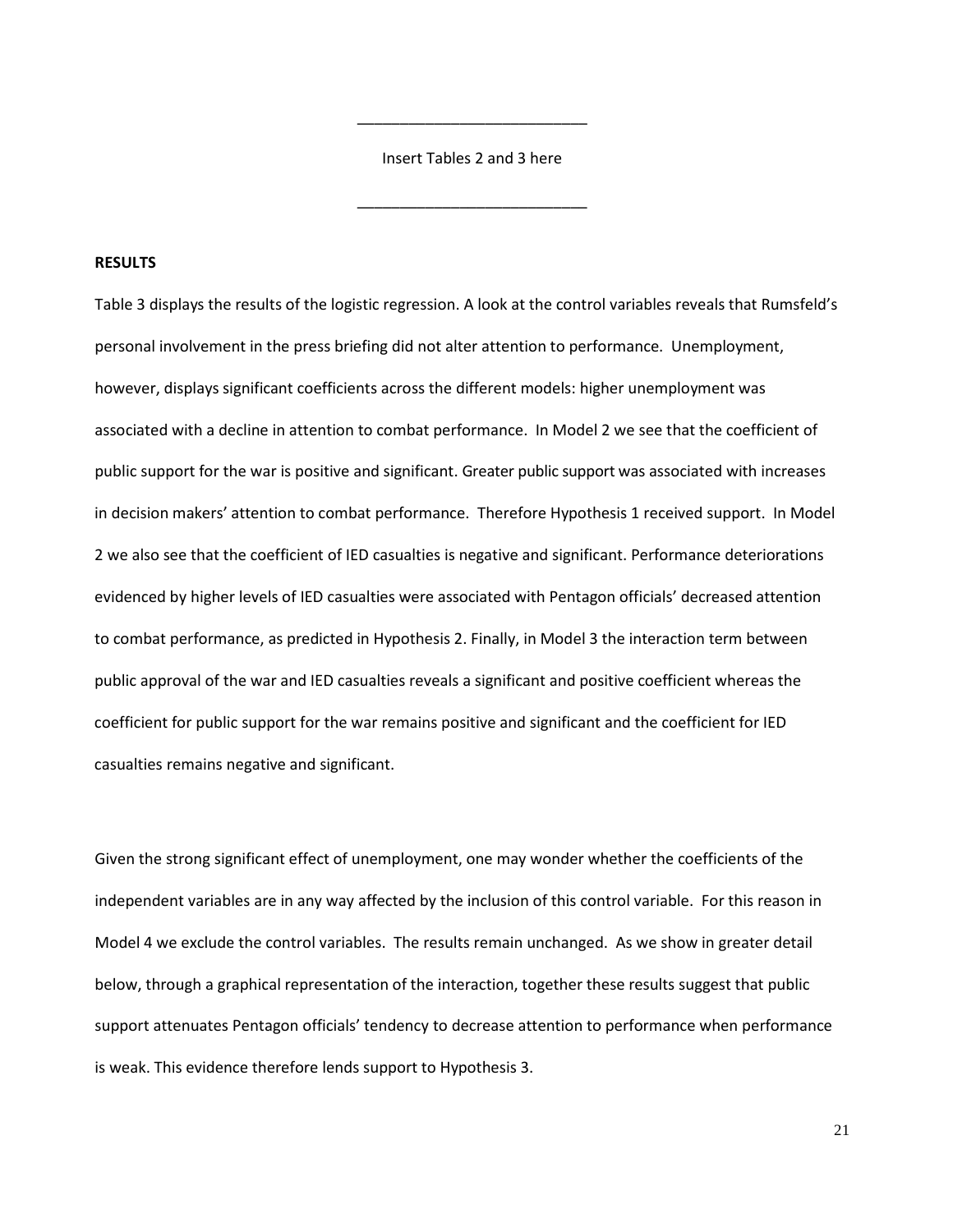Insert Tables 2 and 3 here

**RESULTS**

Table 3 displays the results of the logistic regression. A look at the control variables reveals that Rumsfeld's personal involvement in the press briefing did not alter attention to performance. Unemployment, however, displays significant coefficients across the different models: higher unemployment was associated with a decline in attention to combat performance. In Model 2 we see that the coefficient of public support for the war is positive and significant. Greater public support was associated with increases in decision makers' attention to combat performance. Therefore Hypothesis 1 received support. In Model 2 we also see that the coefficient of IED casualties is negative and significant. Performance deteriorations evidenced by higher levels of IED casualties were associated with Pentagon officials' decreased attention to combat performance, as predicted in Hypothesis 2. Finally, in Model 3 the interaction term between public approval of the war and IED casualties reveals a significant and positive coefficient whereas the coefficient for public support for the war remains positive and significant and the coefficient for IED casualties remains negative and significant.

Given the strong significant effect of unemployment, one may wonder whether the coefficients of the independent variables are in any way affected by the inclusion of this control variable. For this reason in Model 4 we exclude the control variables. The results remain unchanged. As we show in greater detail below, through a graphical representation of the interaction, together these results suggest that public support attenuates Pentagon officials' tendency to decrease attention to performance when performance is weak. This evidence therefore lends support to Hypothesis 3.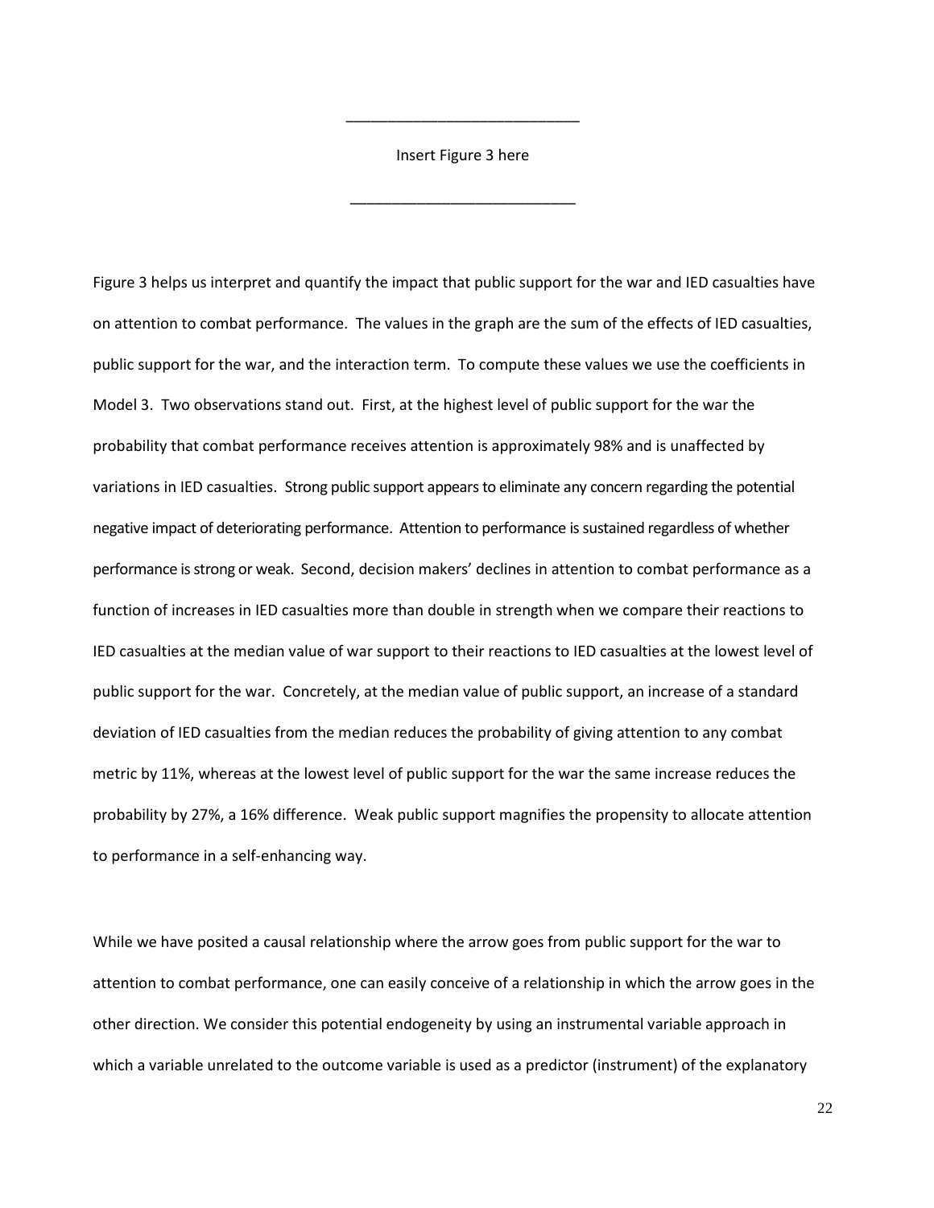\_\_\_\_\_\_\_\_\_\_\_\_\_\_\_\_\_\_\_\_\_\_\_\_\_\_\_\_

Insert Figure 3 here

\_\_\_\_\_\_\_\_\_\_\_\_\_\_\_\_\_\_\_\_\_\_\_\_\_\_\_\_

Figure 3 helps us interpret and quantify the impact that public support for the war and IED casualties have on attention to combat performance. The values in the graph are the sum of the effects of IED casualties, public support for the war, and the interaction term. To compute these values we use the coefficients in Model 3. Two observations stand out. First, at the highest level of public support for the war the probability that combat performance receives attention is approximately 98% and is unaffected by variations in IED casualties. Strong public support appears to eliminate any concern regarding the potential negative impact of deteriorating performance. Attention to performance is sustained regardless of whether performance is strong or weak. Second, decision makers' declines in attention to combat performance as a function of increases in IED casualties more than double in strength when we compare their reactions to IED casualties at the median value of war support to their reactions to IED casualties at the lowest level of public support for the war. Concretely, at the median value of public support, an increase of a standard deviation of IED casualties from the median reduces the probability of giving attention to any combat metric by 11%, whereas at the lowest level of public support for the war the same increase reduces the probability by 27%, a 16% difference. Weak public support magnifies the propensity to allocate attention to performance in a self-enhancing way.

While we have posited a causal relationship where the arrow goes from public support for the war to attention to combat performance, one can easily conceive of a relationship in which the arrow goes in the other direction. We consider this potential endogeneity by using an instrumental variable approach in which a variable unrelated to the outcome variable is used as a predictor (instrument) of the explanatory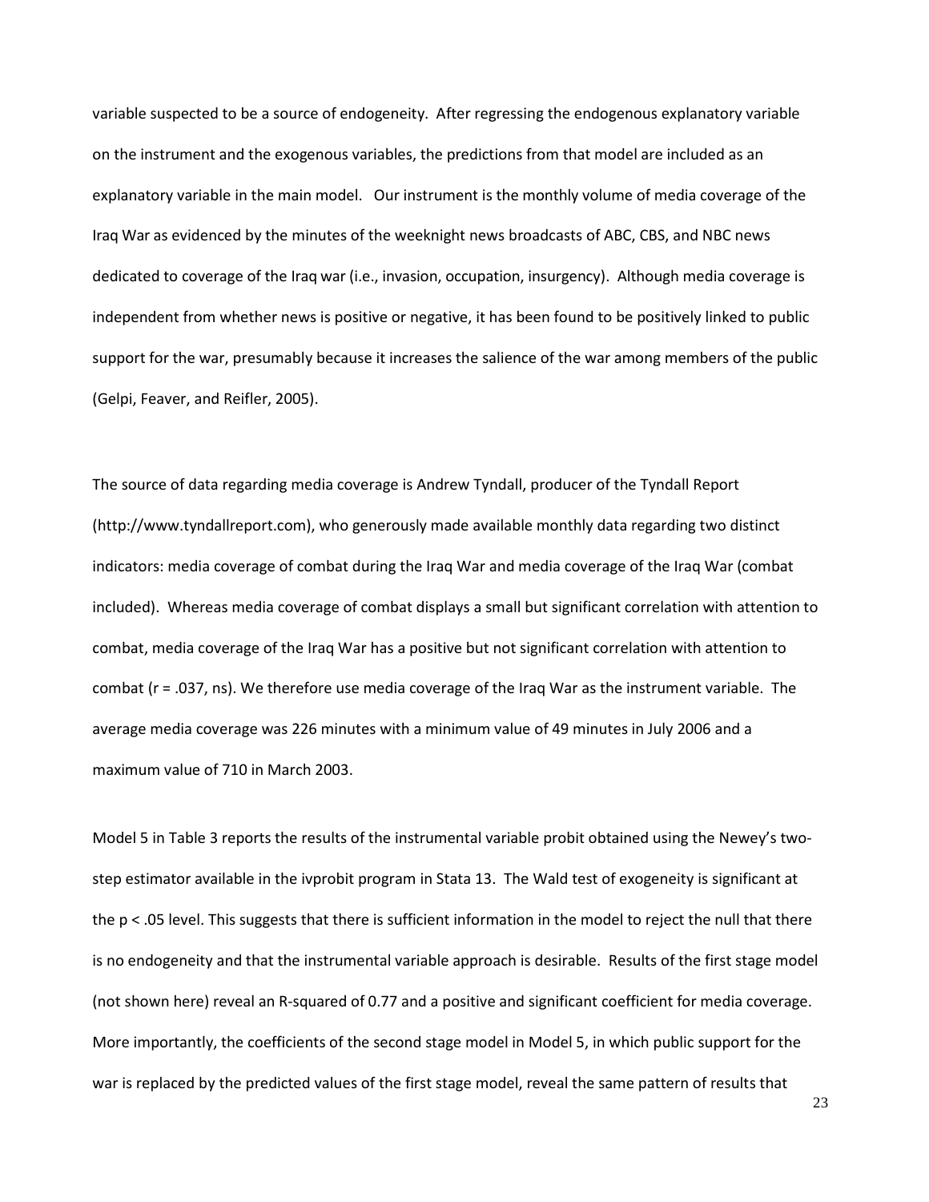variable suspected to be a source of endogeneity. After regressing the endogenous explanatory variable on the instrument and the exogenous variables, the predictions from that model are included as an explanatory variable in the main model. Our instrument is the monthly volume of media coverage of the Iraq War as evidenced by the minutes of the weeknight news broadcasts of ABC, CBS, and NBC news dedicated to coverage of the Iraq war (i.e., invasion, occupation, insurgency). Although media coverage is independent from whether news is positive or negative, it has been found to be positively linked to public support for the war, presumably because it increases the salience of the war among members of the public (Gelpi, Feaver, and Reifler, 2005).

The source of data regarding media coverage is Andrew Tyndall, producer of the Tyndall Report (http://www.tyndallreport.com), who generously made available monthly data regarding two distinct indicators: media coverage of combat during the Iraq War and media coverage of the Iraq War (combat included). Whereas media coverage of combat displays a small but significant correlation with attention to combat, media coverage of the Iraq War has a positive but not significant correlation with attention to combat ($r = .037$, ns). We therefore use media coverage of the Iraq War as the instrument variable. The average media coverage was 226 minutes with a minimum value of 49 minutes in July 2006 and a maximum value of 710 in March 2003.

Model 5 in Table 3 reports the results of the instrumental variable probit obtained using the Newey's two-step estimator available in the ivprobit program in Stata 13. The Wald test of exogeneity is significant at the $p < .05$ level. This suggests that there is sufficient information in the model to reject the null that there is no endogeneity and that the instrumental variable approach is desirable. Results of the first stage model (not shown here) reveal an R-squared of 0.77 and a positive and significant coefficient for media coverage. More importantly, the coefficients of the second stage model in Model 5, in which public support for the war is replaced by the predicted values of the first stage model, reveal the same pattern of results that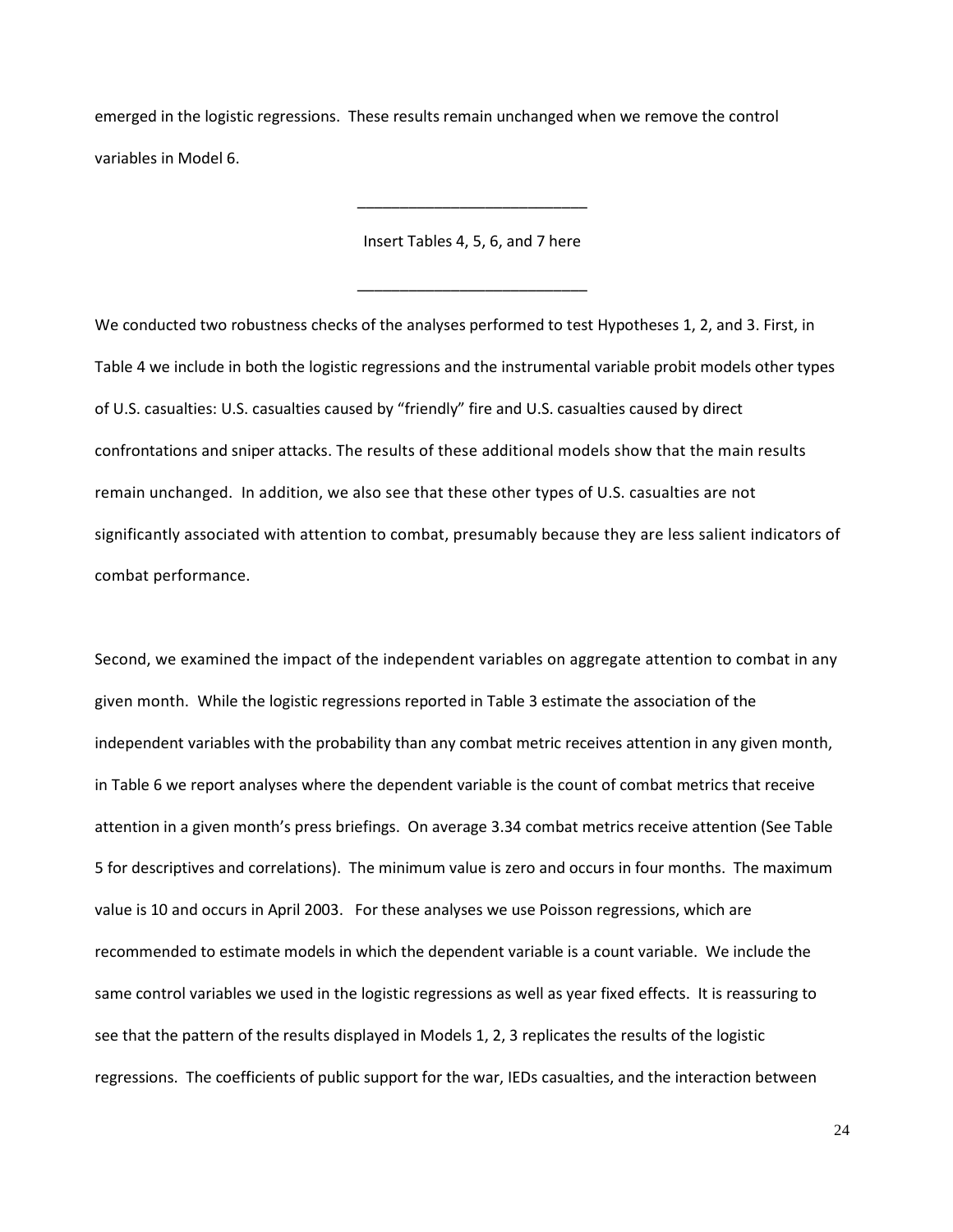emerged in the logistic regressions. These results remain unchanged when we remove the control variables in Model 6.

___________________________

Insert Tables 4, 5, 6, and 7 here

___________________________

We conducted two robustness checks of the analyses performed to test Hypotheses 1, 2, and 3. First, in Table 4 we include in both the logistic regressions and the instrumental variable probit models other types of U.S. casualties: U.S. casualties caused by "friendly" fire and U.S. casualties caused by direct confrontations and sniper attacks. The results of these additional models show that the main results remain unchanged. In addition, we also see that these other types of U.S. casualties are not significantly associated with attention to combat, presumably because they are less salient indicators of combat performance.

Second, we examined the impact of the independent variables on aggregate attention to combat in any given month. While the logistic regressions reported in Table 3 estimate the association of the independent variables with the probability than any combat metric receives attention in any given month, in Table 6 we report analyses where the dependent variable is the count of combat metrics that receive attention in a given month's press briefings. On average 3.34 combat metrics receive attention (See Table 5 for descriptives and correlations). The minimum value is zero and occurs in four months. The maximum value is 10 and occurs in April 2003. For these analyses we use Poisson regressions, which are recommended to estimate models in which the dependent variable is a count variable. We include the same control variables we used in the logistic regressions as well as year fixed effects. It is reassuring to see that the pattern of the results displayed in Models 1, 2, 3 replicates the results of the logistic regressions. The coefficients of public support for the war, IEDs casualties, and the interaction between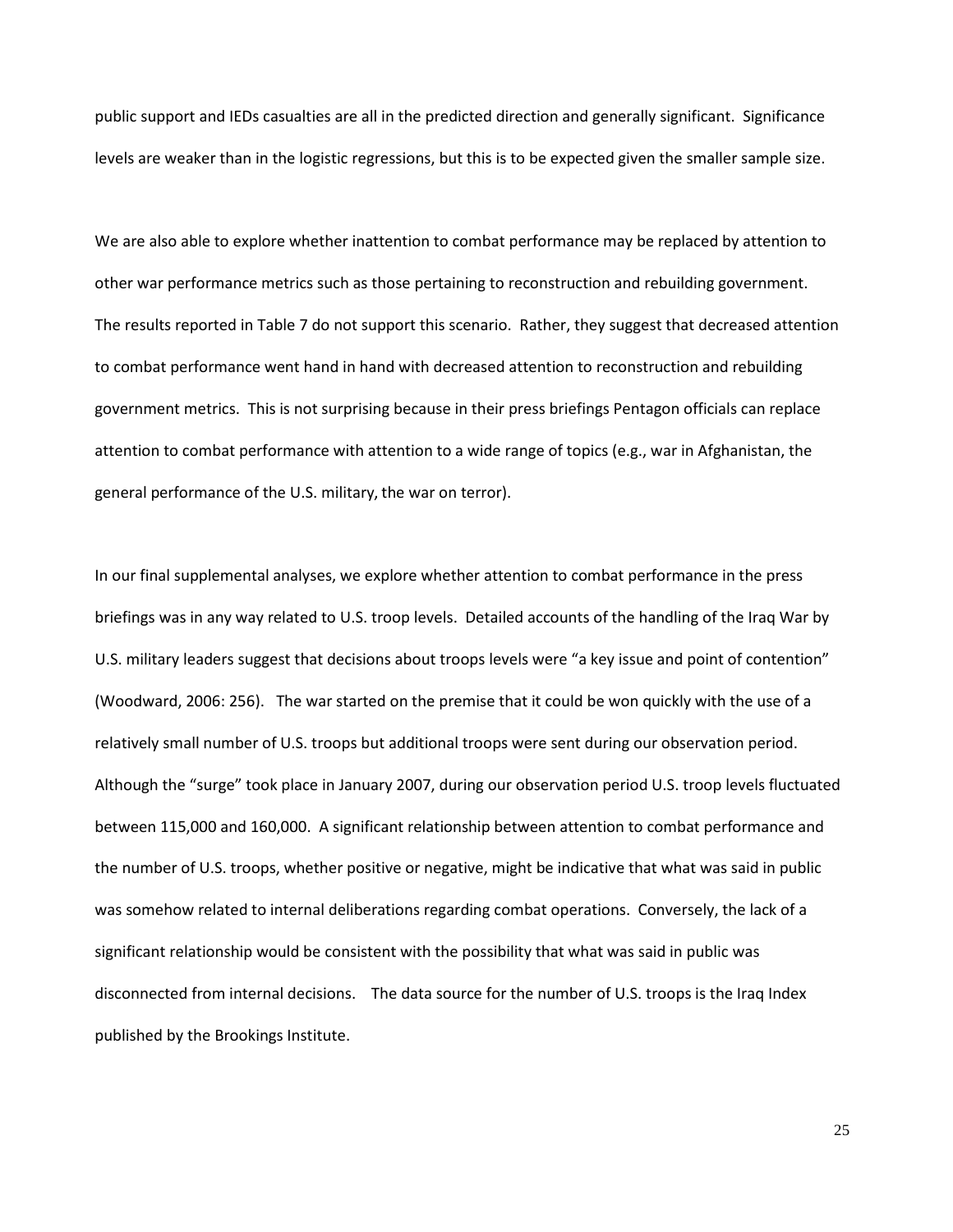public support and IEDs casualties are all in the predicted direction and generally significant. Significance levels are weaker than in the logistic regressions, but this is to be expected given the smaller sample size.

We are also able to explore whether inattention to combat performance may be replaced by attention to other war performance metrics such as those pertaining to reconstruction and rebuilding government. The results reported in Table 7 do not support this scenario. Rather, they suggest that decreased attention to combat performance went hand in hand with decreased attention to reconstruction and rebuilding government metrics. This is not surprising because in their press briefings Pentagon officials can replace attention to combat performance with attention to a wide range of topics (e.g., war in Afghanistan, the general performance of the U.S. military, the war on terror).

In our final supplemental analyses, we explore whether attention to combat performance in the press briefings was in any way related to U.S. troop levels. Detailed accounts of the handling of the Iraq War by U.S. military leaders suggest that decisions about troops levels were "a key issue and point of contention" (Woodward, 2006: 256). The war started on the premise that it could be won quickly with the use of a relatively small number of U.S. troops but additional troops were sent during our observation period. Although the "surge" took place in January 2007, during our observation period U.S. troop levels fluctuated between 115,000 and 160,000. A significant relationship between attention to combat performance and the number of U.S. troops, whether positive or negative, might be indicative that what was said in public was somehow related to internal deliberations regarding combat operations. Conversely, the lack of a significant relationship would be consistent with the possibility that what was said in public was disconnected from internal decisions. The data source for the number of U.S. troops is the Iraq Index published by the Brookings Institute.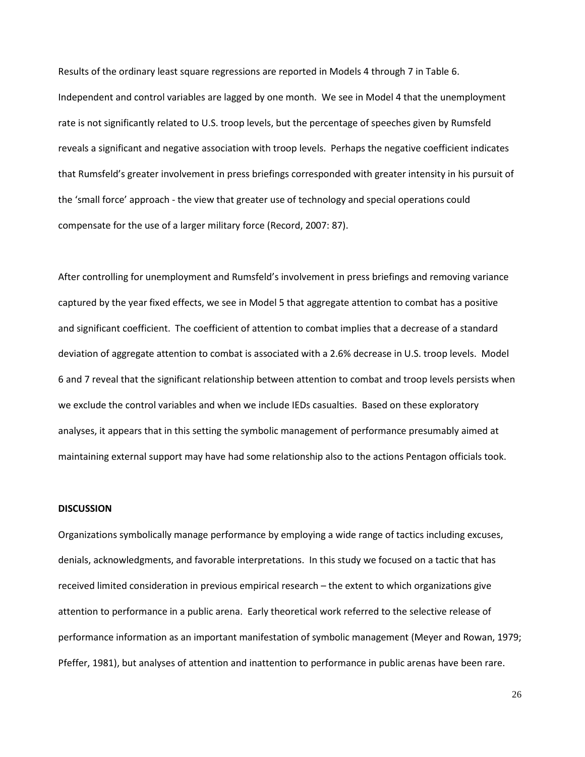Results of the ordinary least square regressions are reported in Models 4 through 7 in Table 6. Independent and control variables are lagged by one month. We see in Model 4 that the unemployment rate is not significantly related to U.S. troop levels, but the percentage of speeches given by Rumsfeld reveals a significant and negative association with troop levels. Perhaps the negative coefficient indicates that Rumsfeld's greater involvement in press briefings corresponded with greater intensity in his pursuit of the 'small force' approach - the view that greater use of technology and special operations could compensate for the use of a larger military force (Record, 2007: 87).

After controlling for unemployment and Rumsfeld's involvement in press briefings and removing variance captured by the year fixed effects, we see in Model 5 that aggregate attention to combat has a positive and significant coefficient. The coefficient of attention to combat implies that a decrease of a standard deviation of aggregate attention to combat is associated with a 2.6% decrease in U.S. troop levels. Model 6 and 7 reveal that the significant relationship between attention to combat and troop levels persists when we exclude the control variables and when we include IEDs casualties. Based on these exploratory analyses, it appears that in this setting the symbolic management of performance presumably aimed at maintaining external support may have had some relationship also to the actions Pentagon officials took.

**DISCUSSION**

Organizations symbolically manage performance by employing a wide range of tactics including excuses, denials, acknowledgments, and favorable interpretations. In this study we focused on a tactic that has received limited consideration in previous empirical research – the extent to which organizations give attention to performance in a public arena. Early theoretical work referred to the selective release of performance information as an important manifestation of symbolic management (Meyer and Rowan, 1979; Pfeffer, 1981), but analyses of attention and inattention to performance in public arenas have been rare.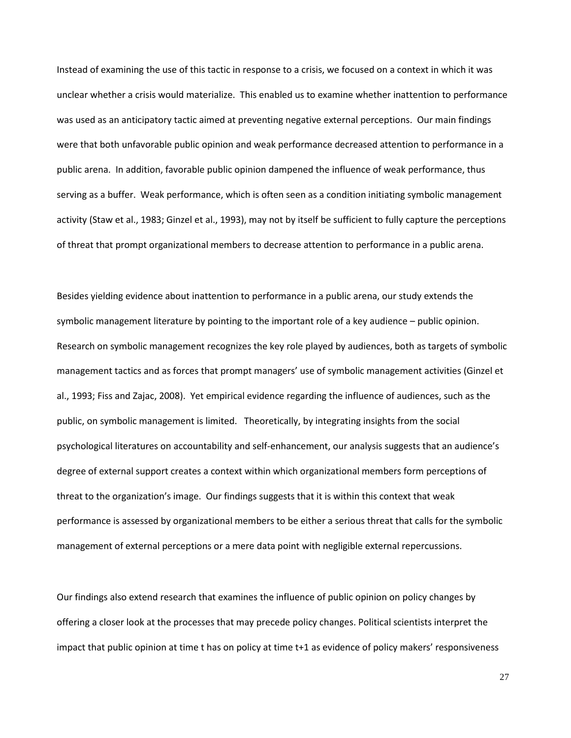Instead of examining the use of this tactic in response to a crisis, we focused on a context in which it was unclear whether a crisis would materialize. This enabled us to examine whether inattention to performance was used as an anticipatory tactic aimed at preventing negative external perceptions. Our main findings were that both unfavorable public opinion and weak performance decreased attention to performance in a public arena. In addition, favorable public opinion dampened the influence of weak performance, thus serving as a buffer. Weak performance, which is often seen as a condition initiating symbolic management activity (Staw et al., 1983; Ginzel et al., 1993), may not by itself be sufficient to fully capture the perceptions of threat that prompt organizational members to decrease attention to performance in a public arena.

Besides yielding evidence about inattention to performance in a public arena, our study extends the symbolic management literature by pointing to the important role of a key audience – public opinion. Research on symbolic management recognizes the key role played by audiences, both as targets of symbolic management tactics and as forces that prompt managers' use of symbolic management activities (Ginzel et al., 1993; Fiss and Zajac, 2008). Yet empirical evidence regarding the influence of audiences, such as the public, on symbolic management is limited. Theoretically, by integrating insights from the social psychological literatures on accountability and self-enhancement, our analysis suggests that an audience's degree of external support creates a context within which organizational members form perceptions of threat to the organization's image. Our findings suggests that it is within this context that weak performance is assessed by organizational members to be either a serious threat that calls for the symbolic management of external perceptions or a mere data point with negligible external repercussions.

Our findings also extend research that examines the influence of public opinion on policy changes by offering a closer look at the processes that may precede policy changes. Political scientists interpret the impact that public opinion at time t has on policy at time t+1 as evidence of policy makers' responsiveness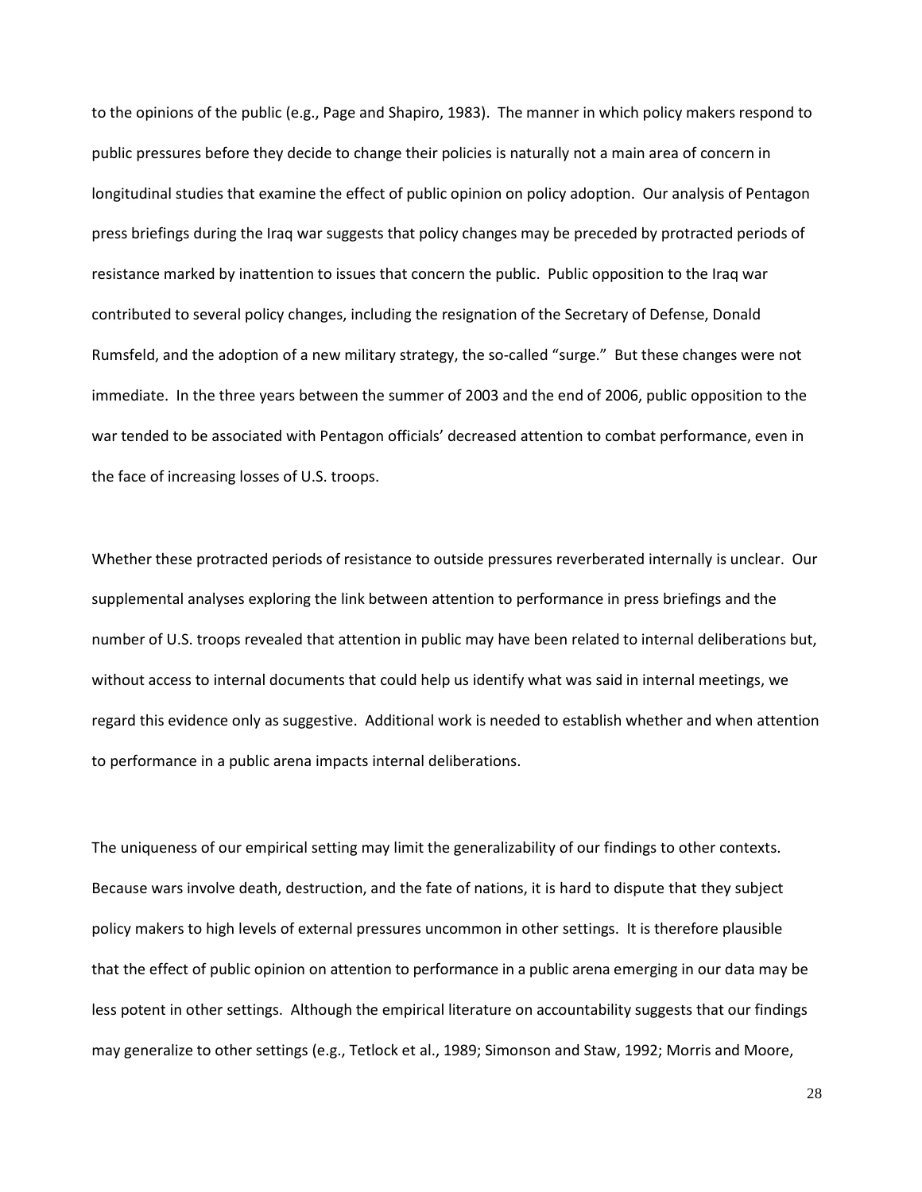to the opinions of the public (e.g., Page and Shapiro, 1983). The manner in which policy makers respond to public pressures before they decide to change their policies is naturally not a main area of concern in longitudinal studies that examine the effect of public opinion on policy adoption. Our analysis of Pentagon press briefings during the Iraq war suggests that policy changes may be preceded by protracted periods of resistance marked by inattention to issues that concern the public. Public opposition to the Iraq war contributed to several policy changes, including the resignation of the Secretary of Defense, Donald Rumsfeld, and the adoption of a new military strategy, the so-called "surge." But these changes were not immediate. In the three years between the summer of 2003 and the end of 2006, public opposition to the war tended to be associated with Pentagon officials' decreased attention to combat performance, even in the face of increasing losses of U.S. troops.

Whether these protracted periods of resistance to outside pressures reverberated internally is unclear. Our supplemental analyses exploring the link between attention to performance in press briefings and the number of U.S. troops revealed that attention in public may have been related to internal deliberations but, without access to internal documents that could help us identify what was said in internal meetings, we regard this evidence only as suggestive. Additional work is needed to establish whether and when attention to performance in a public arena impacts internal deliberations.

The uniqueness of our empirical setting may limit the generalizability of our findings to other contexts. Because wars involve death, destruction, and the fate of nations, it is hard to dispute that they subject policy makers to high levels of external pressures uncommon in other settings. It is therefore plausible that the effect of public opinion on attention to performance in a public arena emerging in our data may be less potent in other settings. Although the empirical literature on accountability suggests that our findings may generalize to other settings (e.g., Tetlock et al., 1989; Simonson and Staw, 1992; Morris and Moore,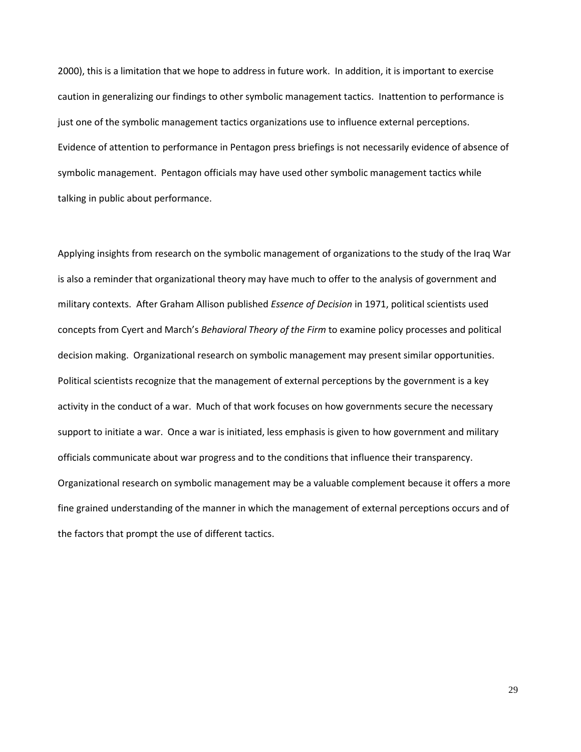2000), this is a limitation that we hope to address in future work. In addition, it is important to exercise caution in generalizing our findings to other symbolic management tactics. Inattention to performance is just one of the symbolic management tactics organizations use to influence external perceptions. Evidence of attention to performance in Pentagon press briefings is not necessarily evidence of absence of symbolic management. Pentagon officials may have used other symbolic management tactics while talking in public about performance.

Applying insights from research on the symbolic management of organizations to the study of the Iraq War is also a reminder that organizational theory may have much to offer to the analysis of government and military contexts. After Graham Allison published *Essence of Decision* in 1971, political scientists used concepts from Cyert and March's *Behavioral Theory of the Firm* to examine policy processes and political decision making. Organizational research on symbolic management may present similar opportunities. Political scientists recognize that the management of external perceptions by the government is a key activity in the conduct of a war. Much of that work focuses on how governments secure the necessary support to initiate a war. Once a war is initiated, less emphasis is given to how government and military officials communicate about war progress and to the conditions that influence their transparency. Organizational research on symbolic management may be a valuable complement because it offers a more fine grained understanding of the manner in which the management of external perceptions occurs and of the factors that prompt the use of different tactics.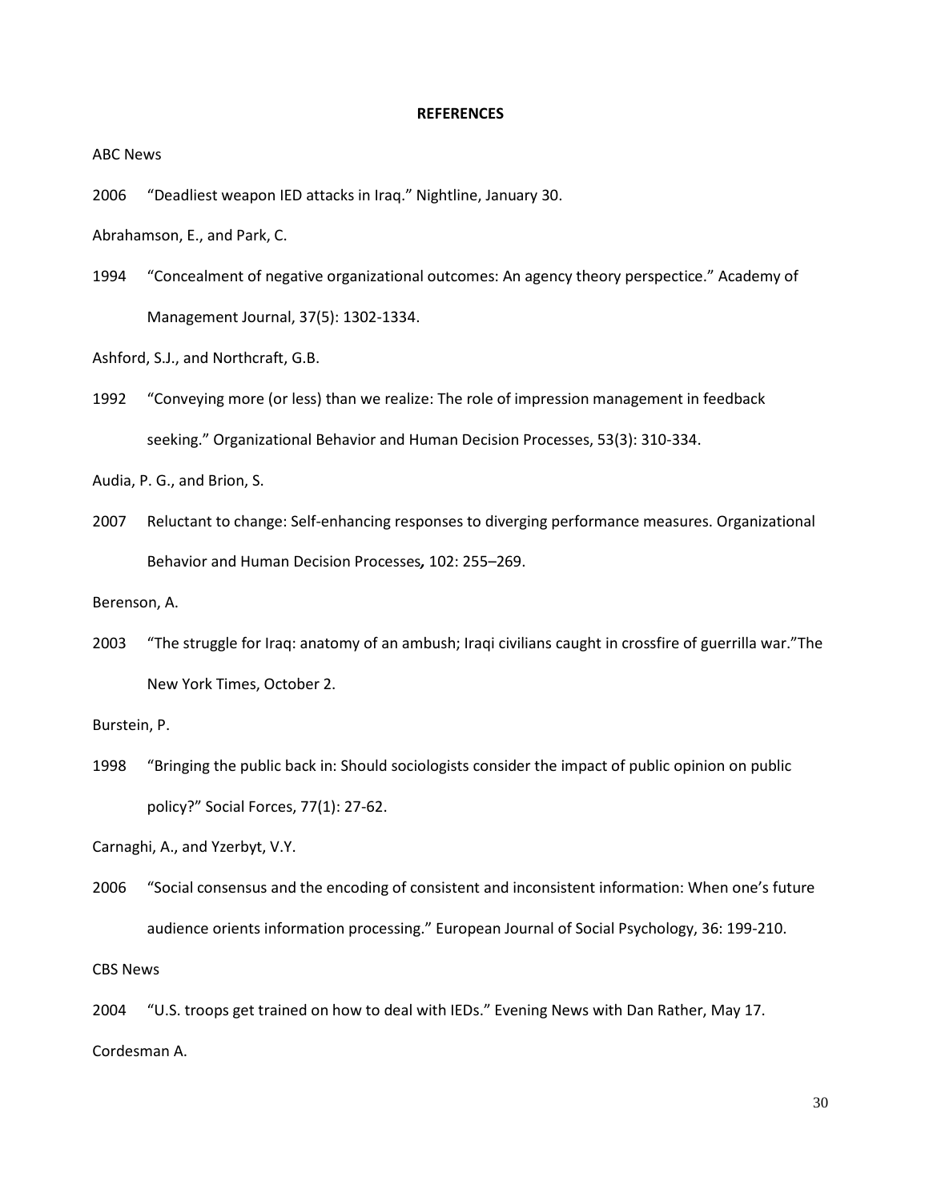**REFERENCES**

ABC News

2006 "Deadliest weapon IED attacks in Iraq." Nightline, January 30.

Abrahamson, E., and Park, C.

1994 "Concealment of negative organizational outcomes: An agency theory perspectice." Academy of Management Journal, 37(5): 1302-1334.

Ashford, S.J., and Northcraft, G.B.

1992 "Conveying more (or less) than we realize: The role of impression management in feedback seeking." Organizational Behavior and Human Decision Processes, 53(3): 310-334.

Audia, P. G., and Brion, S.

2007 Reluctant to change: Self-enhancing responses to diverging performance measures. Organizational Behavior and Human Decision Processes*,* 102: 255–269.

Berenson, A.

2003 "The struggle for Iraq: anatomy of an ambush; Iraqi civilians caught in crossfire of guerrilla war."The New York Times, October 2.

Burstein, P.

1998 "Bringing the public back in: Should sociologists consider the impact of public opinion on public policy?" Social Forces, 77(1): 27-62.

Carnaghi, A., and Yzerbyt, V.Y.

2006 "Social consensus and the encoding of consistent and inconsistent information: When one's future audience orients information processing." European Journal of Social Psychology, 36: 199-210.

CBS News

2004 "U.S. troops get trained on how to deal with IEDs." Evening News with Dan Rather, May 17.

Cordesman A.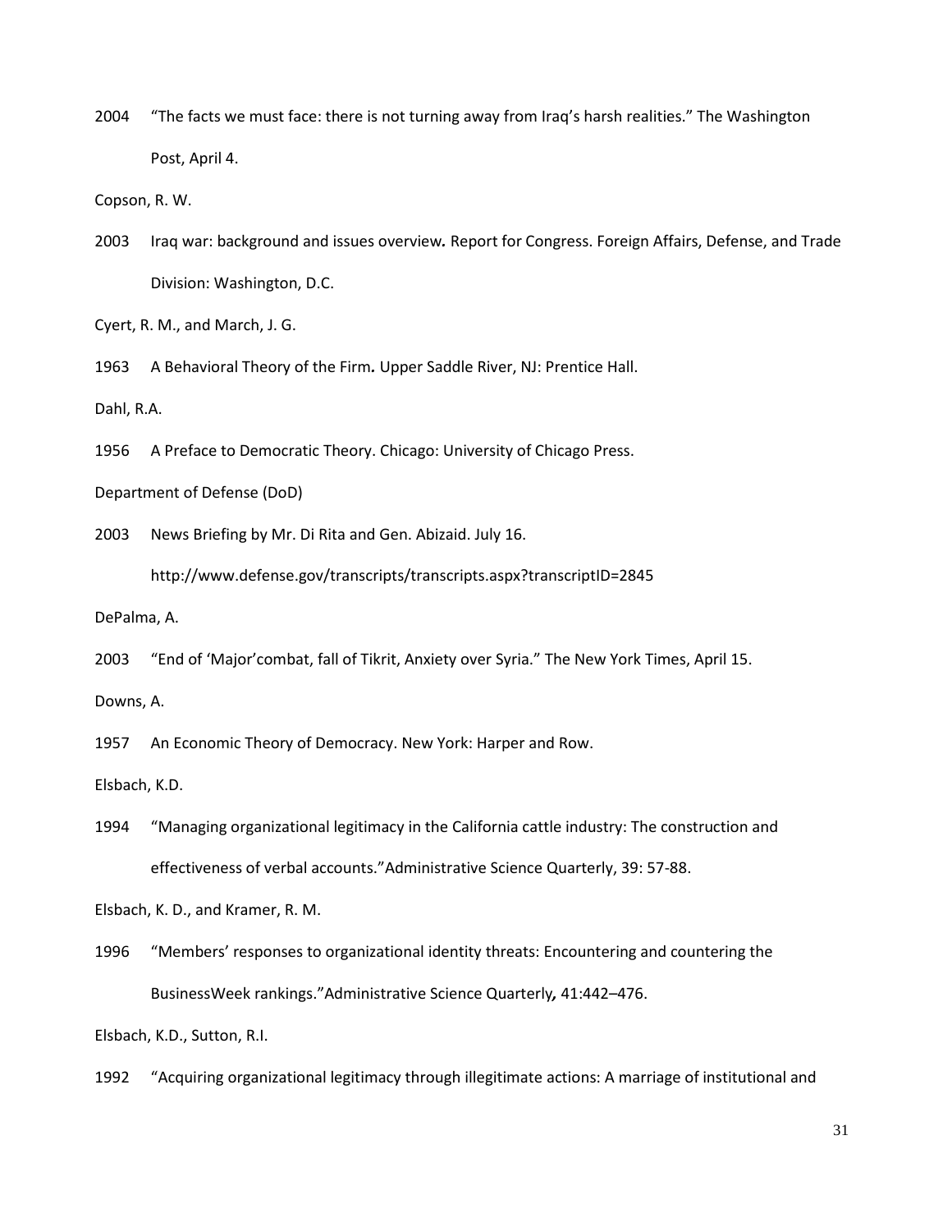2004 “The facts we must face: there is not turning away from Iraq’s harsh realities.” The Washington Post, April 4.

Copson, R. W.

2003 Iraq war: background and issues overview**.** Report for Congress. Foreign Affairs, Defense, and Trade Division: Washington, D.C.

Cyert, R. M., and March, J. G.

1963 A Behavioral Theory of the Firm**.** Upper Saddle River, NJ: Prentice Hall.

Dahl, R.A.

1956 A Preface to Democratic Theory. Chicago: University of Chicago Press.

Department of Defense (DoD)

2003 News Briefing by Mr. Di Rita and Gen. Abizaid. July 16.

http://www.defense.gov/transcripts/transcripts.aspx?transcriptID=2845

DePalma, A.

2003 “End of ‘Major’combat, fall of Tikrit, Anxiety over Syria.” The New York Times, April 15.

Downs, A.

1957 An Economic Theory of Democracy. New York: Harper and Row.

Elsbach, K.D.

1994 “Managing organizational legitimacy in the California cattle industry: The construction and effectiveness of verbal accounts.”Administrative Science Quarterly, 39: 57-88.

Elsbach, K. D., and Kramer, R. M.

1996 “Members’ responses to organizational identity threats: Encountering and countering the BusinessWeek rankings.”Administrative Science Quarterly**,** 41:442–476.

Elsbach, K.D., Sutton, R.I.

1992 “Acquiring organizational legitimacy through illegitimate actions: A marriage of institutional and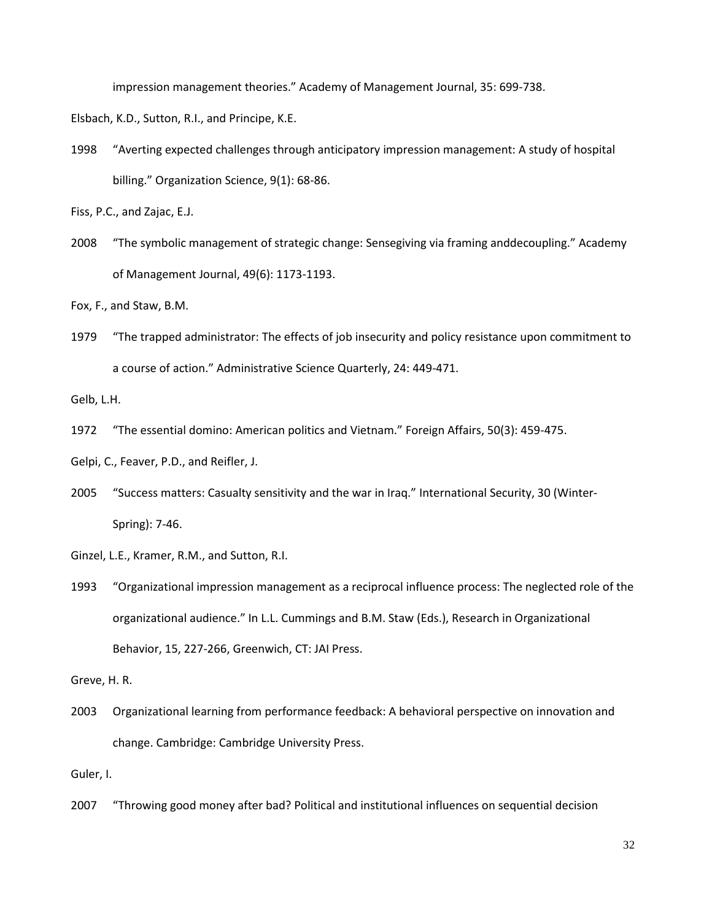impression management theories." Academy of Management Journal, 35: 699-738.

Elsbach, K.D., Sutton, R.I., and Principe, K.E.

1998 "Averting expected challenges through anticipatory impression management: A study of hospital billing." Organization Science, 9(1): 68-86.

Fiss, P.C., and Zajac, E.J.

2008 "The symbolic management of strategic change: Sensegiving via framing anddecoupling." Academy of Management Journal, 49(6): 1173-1193.

Fox, F., and Staw, B.M.

1979 "The trapped administrator: The effects of job insecurity and policy resistance upon commitment to a course of action." Administrative Science Quarterly, 24: 449-471.

Gelb, L.H.

1972 "The essential domino: American politics and Vietnam." Foreign Affairs, 50(3): 459-475.

Gelpi, C., Feaver, P.D., and Reifler, J.

2005 "Success matters: Casualty sensitivity and the war in Iraq." International Security, 30 (Winter-Spring): 7-46.

Ginzel, L.E., Kramer, R.M., and Sutton, R.I.

1993 "Organizational impression management as a reciprocal influence process: The neglected role of the organizational audience." In L.L. Cummings and B.M. Staw (Eds.), Research in Organizational Behavior, 15, 227-266, Greenwich, CT: JAI Press.

Greve, H. R.

2003 Organizational learning from performance feedback: A behavioral perspective on innovation and change. Cambridge: Cambridge University Press.

Guler, I.

2007 "Throwing good money after bad? Political and institutional influences on sequential decision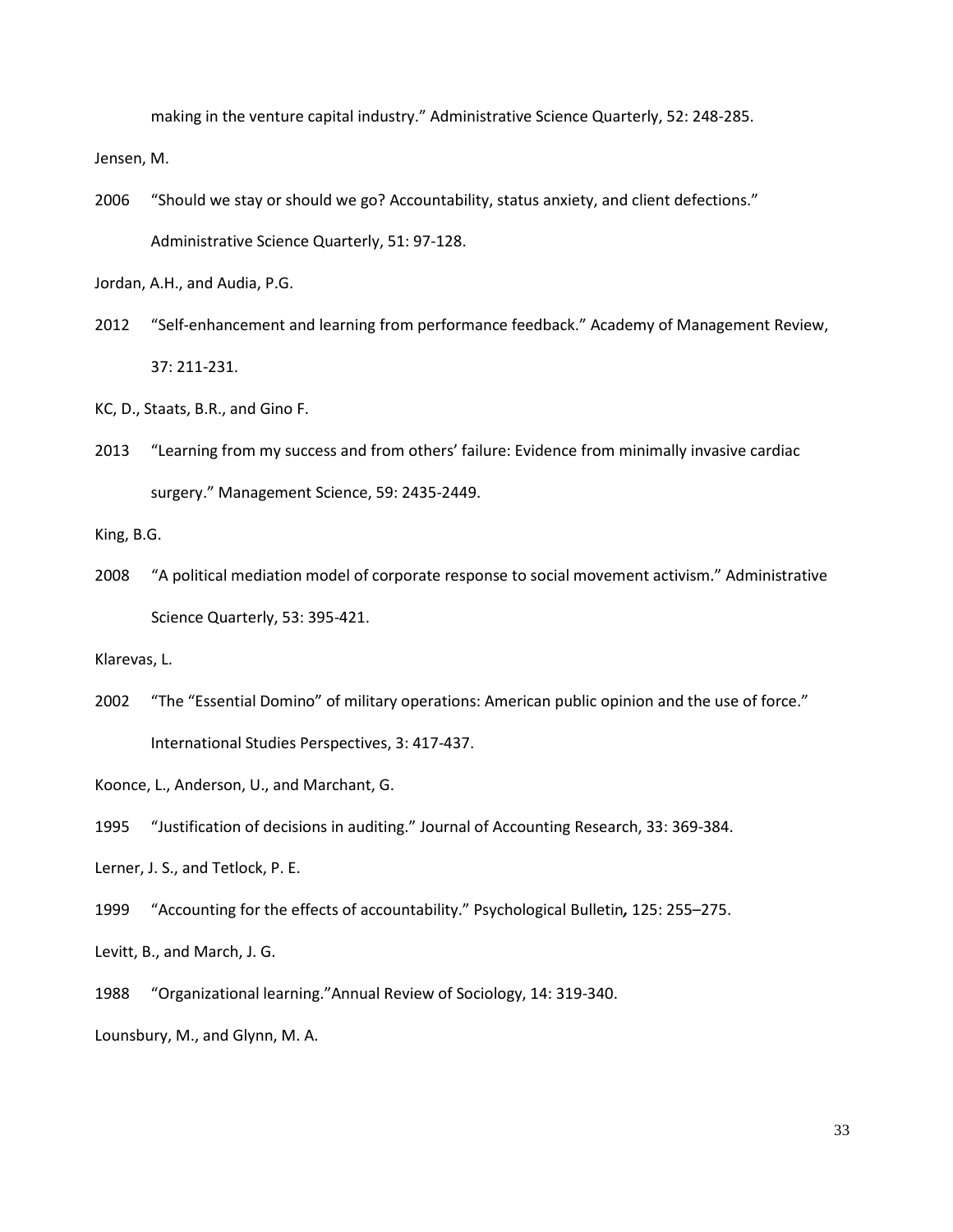making in the venture capital industry." Administrative Science Quarterly, 52: 248-285.

Jensen, M.

2006 "Should we stay or should we go? Accountability, status anxiety, and client defections." Administrative Science Quarterly, 51: 97-128.

Jordan, A.H., and Audia, P.G.

2012 "Self-enhancement and learning from performance feedback." Academy of Management Review, 37: 211-231.

KC, D., Staats, B.R., and Gino F.

2013 "Learning from my success and from others' failure: Evidence from minimally invasive cardiac surgery." Management Science, 59: 2435-2449.

King, B.G.

2008 "A political mediation model of corporate response to social movement activism." Administrative Science Quarterly, 53: 395-421.

Klarevas, L.

2002 "The "Essential Domino" of military operations: American public opinion and the use of force." International Studies Perspectives, 3: 417-437.

Koonce, L., Anderson, U., and Marchant, G.

1995 "Justification of decisions in auditing." Journal of Accounting Research, 33: 369-384.

Lerner, J. S., and Tetlock, P. E.

1999 "Accounting for the effects of accountability." Psychological Bulletin, 125: 255–275.

Levitt, B., and March, J. G.

1988 "Organizational learning."Annual Review of Sociology, 14: 319-340.

Lounsbury, M., and Glynn, M. A.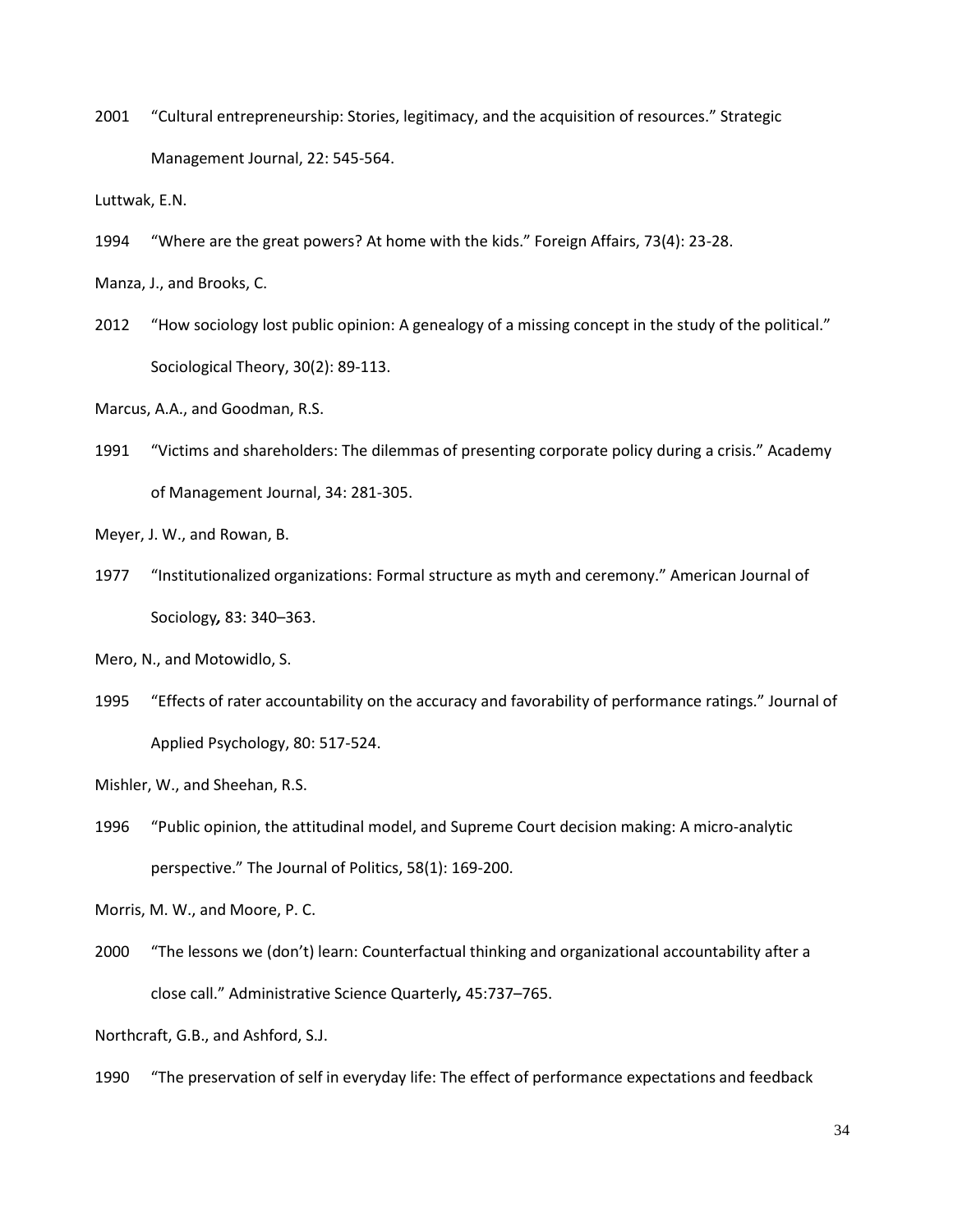2001 "Cultural entrepreneurship: Stories, legitimacy, and the acquisition of resources." Strategic Management Journal, 22: 545-564.

Luttwak, E.N.

1994 "Where are the great powers? At home with the kids." Foreign Affairs, 73(4): 23-28.

Manza, J., and Brooks, C.

2012 "How sociology lost public opinion: A genealogy of a missing concept in the study of the political." Sociological Theory, 30(2): 89-113.

Marcus, A.A., and Goodman, R.S.

1991 "Victims and shareholders: The dilemmas of presenting corporate policy during a crisis." Academy of Management Journal, 34: 281-305.

Meyer, J. W., and Rowan, B.

1977 "Institutionalized organizations: Formal structure as myth and ceremony." American Journal of Sociology, 83: 340–363.

Mero, N., and Motowidlo, S.

1995 "Effects of rater accountability on the accuracy and favorability of performance ratings." Journal of Applied Psychology, 80: 517-524.

Mishler, W., and Sheehan, R.S.

1996 "Public opinion, the attitudinal model, and Supreme Court decision making: A micro-analytic perspective." The Journal of Politics, 58(1): 169-200.

Morris, M. W., and Moore, P. C.

2000 "The lessons we (don't) learn: Counterfactual thinking and organizational accountability after a close call." Administrative Science Quarterly, 45:737–765.

Northcraft, G.B., and Ashford, S.J.

1990 "The preservation of self in everyday life: The effect of performance expectations and feedback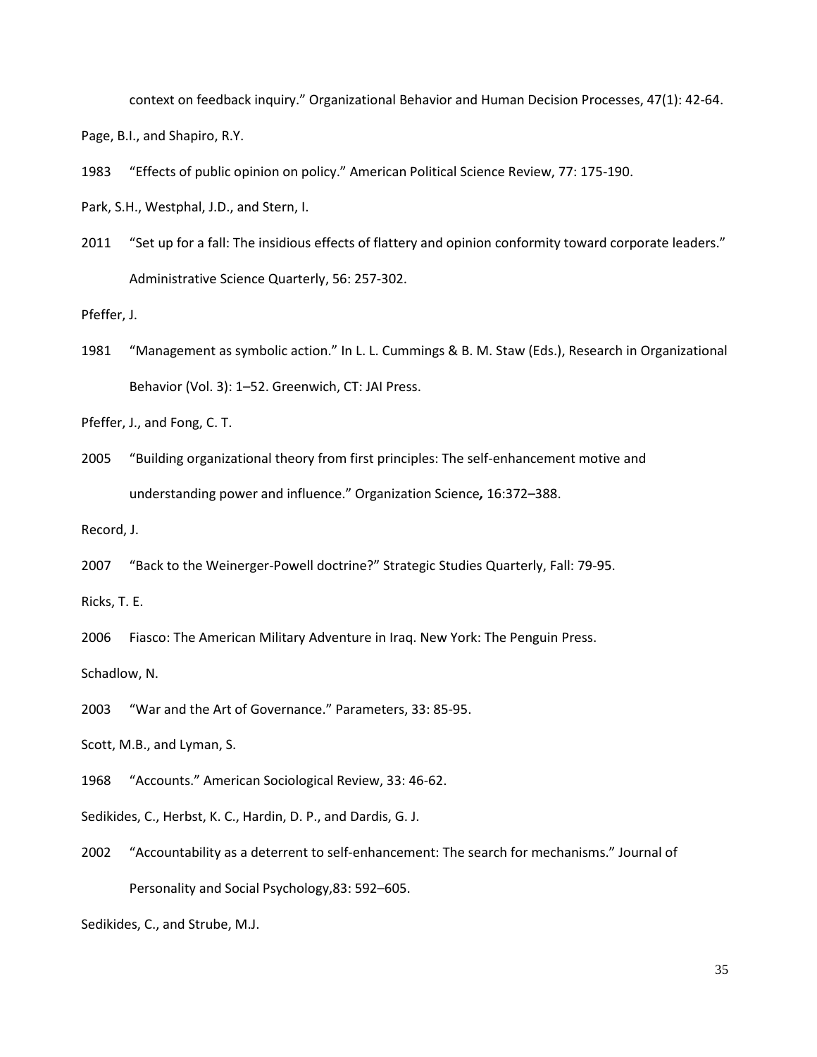context on feedback inquiry." Organizational Behavior and Human Decision Processes, 47(1): 42-64.

Page, B.I., and Shapiro, R.Y.

1983 "Effects of public opinion on policy." American Political Science Review, 77: 175-190.

Park, S.H., Westphal, J.D., and Stern, I.

2011 "Set up for a fall: The insidious effects of flattery and opinion conformity toward corporate leaders." Administrative Science Quarterly, 56: 257-302.

Pfeffer, J.

1981 "Management as symbolic action." In L. L. Cummings & B. M. Staw (Eds.), Research in Organizational Behavior (Vol. 3): 1–52. Greenwich, CT: JAI Press.

Pfeffer, J., and Fong, C. T.

2005 "Building organizational theory from first principles: The self-enhancement motive and understanding power and influence." Organization Science*,* 16:372–388.

Record, J.

2007 "Back to the Weinerger-Powell doctrine?" Strategic Studies Quarterly, Fall: 79-95.

Ricks, T. E.

2006 Fiasco: The American Military Adventure in Iraq. New York: The Penguin Press.

Schadlow, N.

2003 "War and the Art of Governance." Parameters, 33: 85-95.

Scott, M.B., and Lyman, S.

1968 "Accounts." American Sociological Review, 33: 46-62.

Sedikides, C., Herbst, K. C., Hardin, D. P., and Dardis, G. J.

2002 "Accountability as a deterrent to self-enhancement: The search for mechanisms." Journal of Personality and Social Psychology,83: 592–605.

Sedikides, C., and Strube, M.J.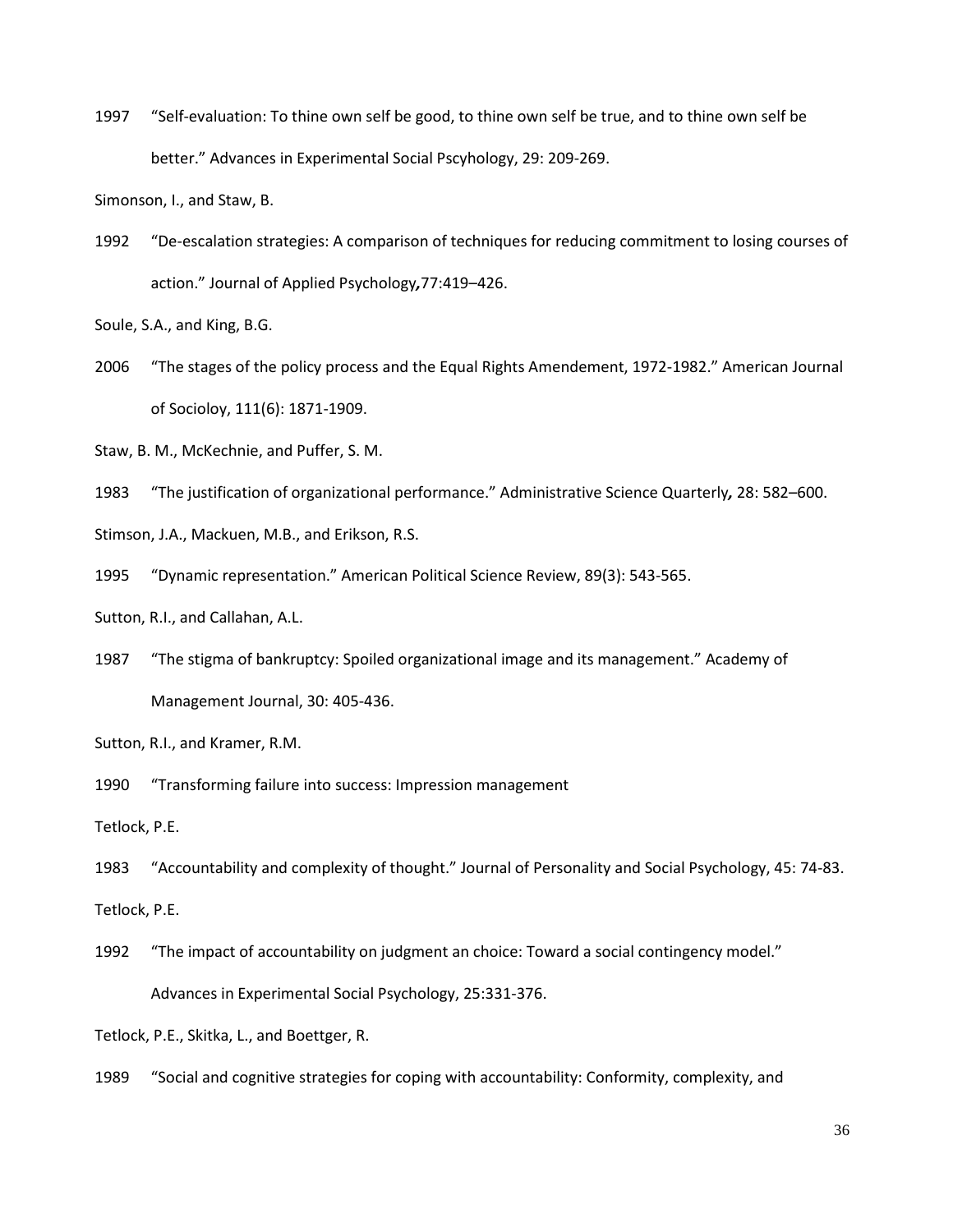1997 "Self-evaluation: To thine own self be good, to thine own self be true, and to thine own self be better." Advances in Experimental Social Pscyhology, 29: 209-269.

Simonson, I., and Staw, B.

1992 "De-escalation strategies: A comparison of techniques for reducing commitment to losing courses of action." Journal of Applied Psychology**,**77:419–426.

Soule, S.A., and King, B.G.

2006 "The stages of the policy process and the Equal Rights Amendement, 1972-1982." American Journal of Socioloy, 111(6): 1871-1909.

Staw, B. M., McKechnie, and Puffer, S. M.

1983 "The justification of organizational performance." Administrative Science Quarterly*,* 28: 582–600.

Stimson, J.A., Mackuen, M.B., and Erikson, R.S.

1995 "Dynamic representation." American Political Science Review, 89(3): 543-565.

Sutton, R.I., and Callahan, A.L.

1987 "The stigma of bankruptcy: Spoiled organizational image and its management." Academy of Management Journal, 30: 405-436.

Sutton, R.I., and Kramer, R.M.

1990 "Transforming failure into success: Impression management

Tetlock, P.E.

1983 "Accountability and complexity of thought." Journal of Personality and Social Psychology, 45: 74-83.

Tetlock, P.E.

1992 "The impact of accountability on judgment an choice: Toward a social contingency model." Advances in Experimental Social Psychology, 25:331-376.

Tetlock, P.E., Skitka, L., and Boettger, R.

1989 "Social and cognitive strategies for coping with accountability: Conformity, complexity, and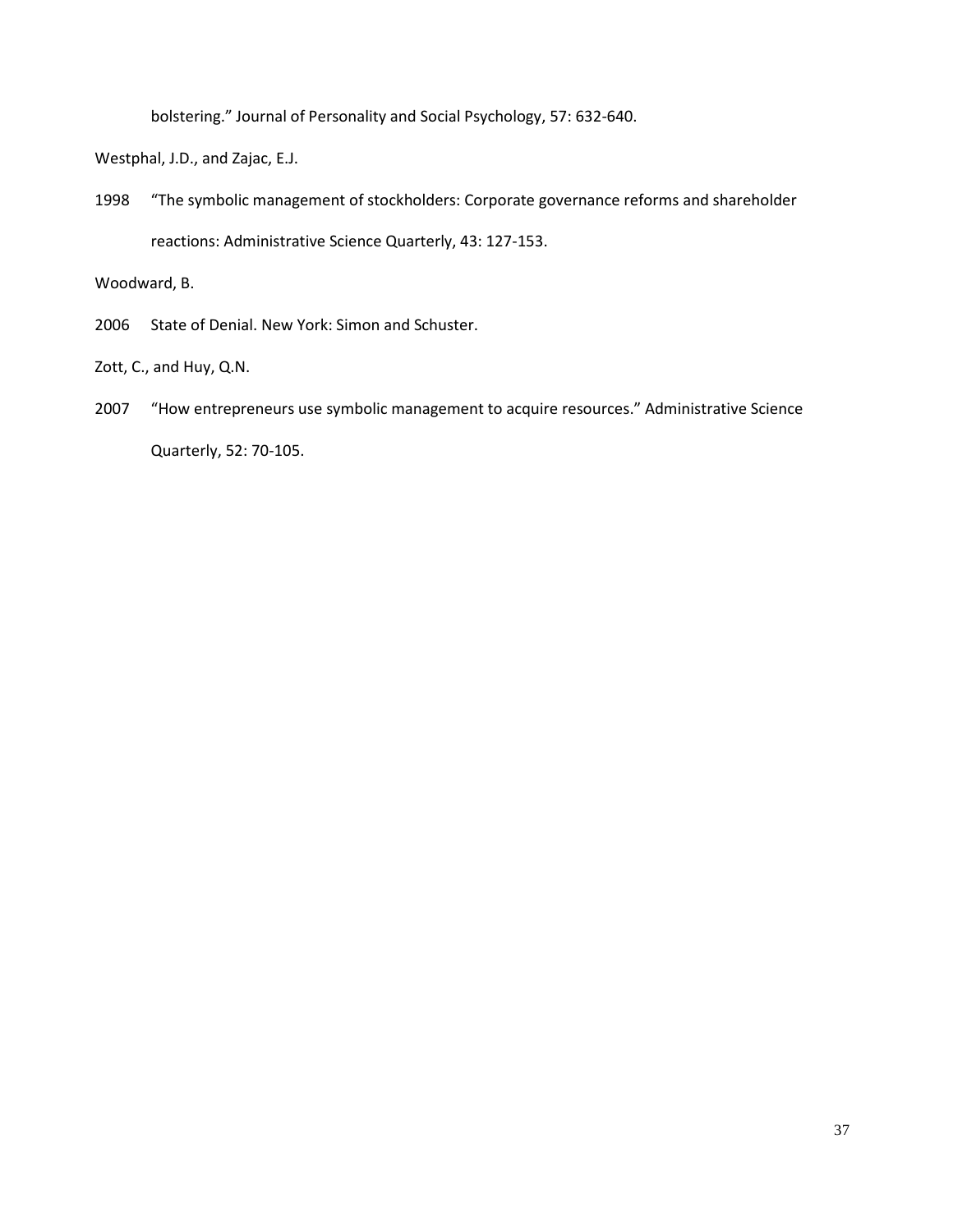bolstering." Journal of Personality and Social Psychology, 57: 632-640.

Westphal, J.D., and Zajac, E.J.

1998 "The symbolic management of stockholders: Corporate governance reforms and shareholder reactions: Administrative Science Quarterly, 43: 127-153.

Woodward, B.

2006 State of Denial. New York: Simon and Schuster.

Zott, C., and Huy, Q.N.

2007 "How entrepreneurs use symbolic management to acquire resources." Administrative Science Quarterly, 52: 70-105.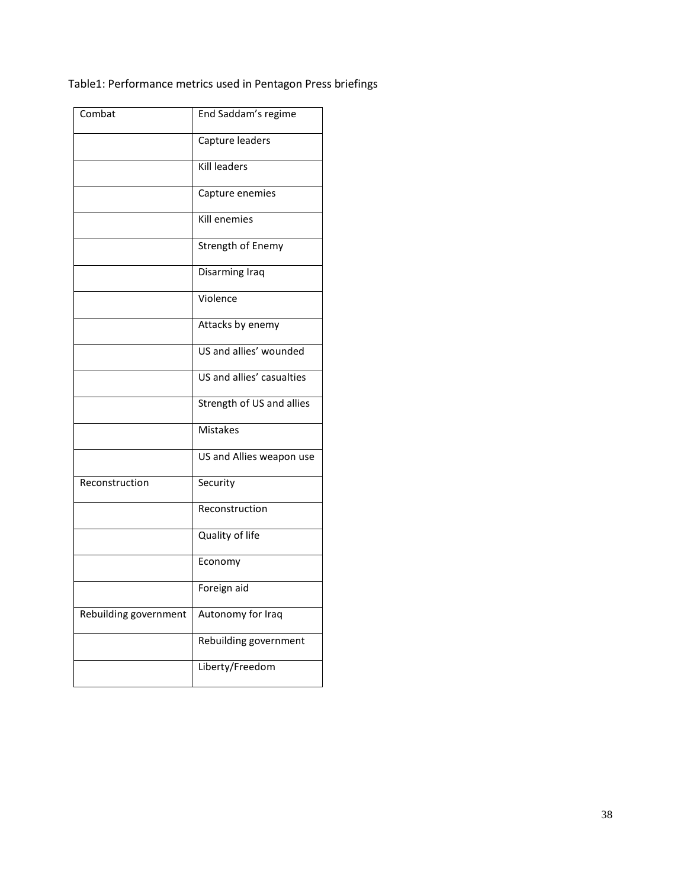Table1: Performance metrics used in Pentagon Press briefings

| Combat | End Saddam's regime |
|---|---|
| | Capture leaders |
| | Kill leaders |
| | Capture enemies |
| | Kill enemies |
| | Strength of Enemy |
| | Disarming Iraq |
| | Violence |
| | Attacks by enemy |
| | US and allies' wounded |
| | US and allies' casualties |
| | Strength of US and allies |
| | Mistakes |
| | US and Allies weapon use |
| Reconstruction | Security |
| | Reconstruction |
| | Quality of life |
| | Economy |
| | Foreign aid |
| Rebuilding government | Autonomy for Iraq |
| | Rebuilding government |
| | Liberty/Freedom |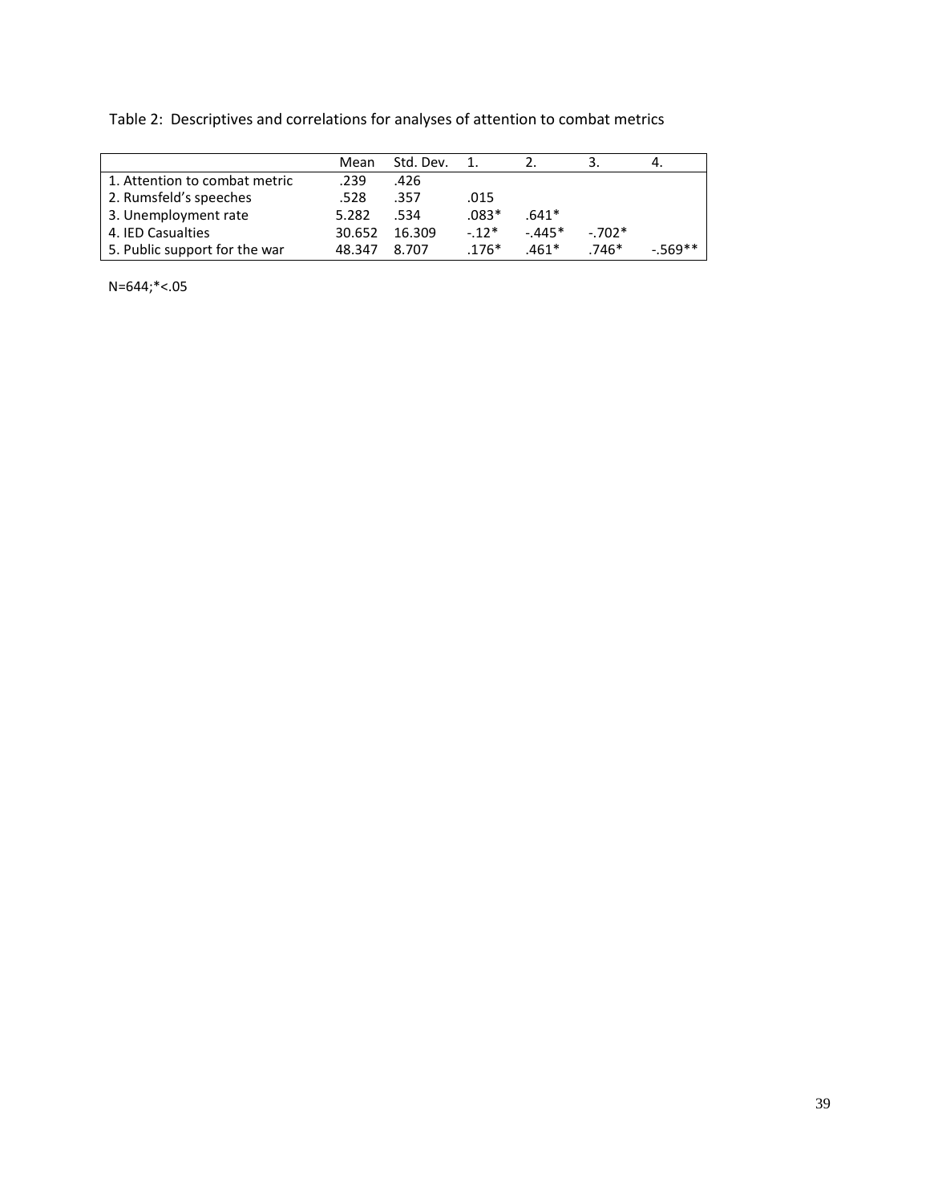Table 2: Descriptives and correlations for analyses of attention to combat metrics

| | Mean | Std. Dev. | 1. | 2. | 3. | 4. |
|---|---|---|---|---|---|---|
| 1. Attention to combat metric | .239 | .426 | | | | |
| 2. Rumsfeld's speeches | .528 | .357 | .015 | | | |
| 3. Unemployment rate | 5.282 | .534 | .083* | .641* | | |
| 4. IED Casualties | 30.652 | 16.309 | -.12* | -.445* | -.702* | |
| 5. Public support for the war | 48.347 | 8.707 | .176* | .461* | .746* | -.569** |

N=644;*<.05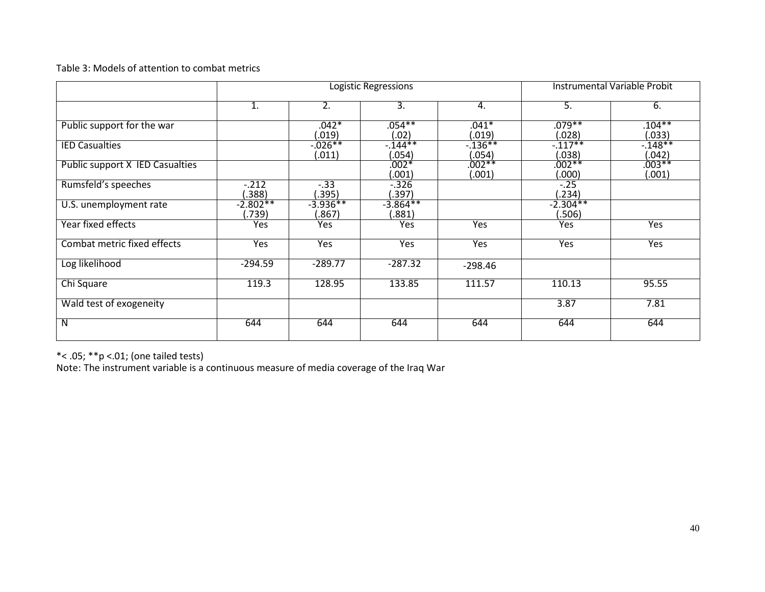Table 3: Models of attention to combat metrics

| | Logistic Regressions | | | | Instrumental Variable Probit | |
|---|---|---|---|---|---|---|
| | 1. | 2. | 3. | 4. | 5. | 6. |
| Public support for the war | | .042* (.019) | .054** (.02) | .041* (.019) | .079** (.028) | .104** (.033) |
| IED Casualties | | -.026** (.011) | -.144** (.054) | -.136** (.054) | -.117** (.038) | -.148** (.042) |
| Public support X IED Casualties | | | .002* (.001) | .002** (.001) | .002** (.000) | .003** (.001) |
| Rumsfeld's speeches | -.212 (.388) | -.33 (.395) | -.326 (.397) | | -.25 (.234) | |
| U.S. unemployment rate | -2.802** (.739) | -3.936** (.867) | -3.864** (.881) | | -2.304** (.506) | |
| Year fixed effects | Yes | Yes | Yes | Yes | Yes | Yes |
| Combat metric fixed effects | Yes | Yes | Yes | Yes | Yes | Yes |
| Log likelihood | -294.59 | -289.77 | -287.32 | -298.46 | | |
| Chi Square | 119.3 | 128.95 | 133.85 | 111.57 | 110.13 | 95.55 |
| Wald test of exogeneity | | | | | 3.87 | 7.81 |
| N | 644 | 644 | 644 | 644 | 644 | 644 |

*< .05; **p <.01; (one tailed tests)
Note: The instrument variable is a continuous measure of media coverage of the Iraq War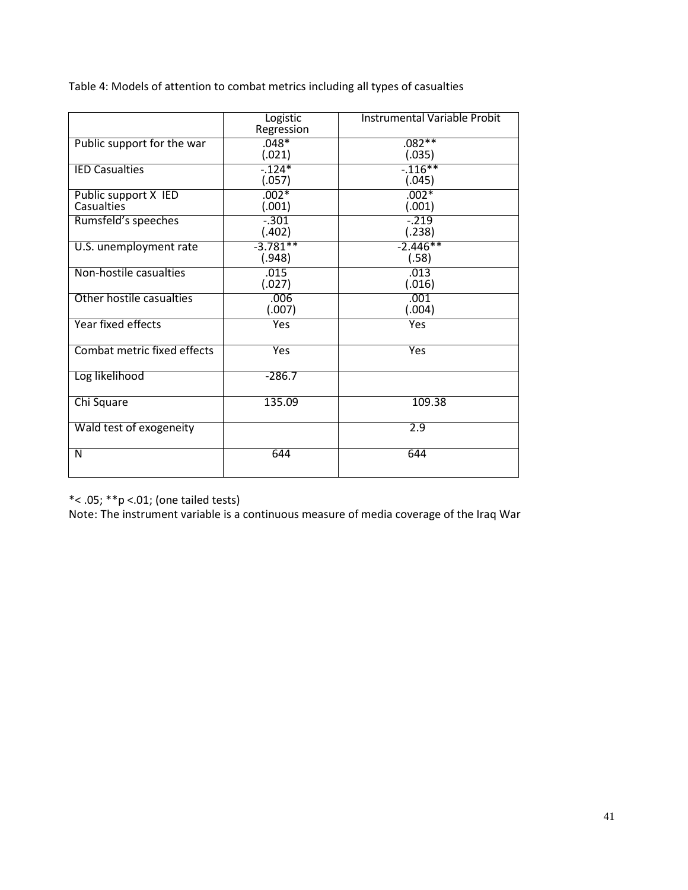Table 4: Models of attention to combat metrics including all types of casualties

| | Logistic Regression | Instrumental Variable Probit |
|---|---|---|
| Public support for the war | .048*<br>(.021) | .082**<br>(.035) |
| IED Casualties | -.124*<br>(.057) | -.116**<br>(.045) |
| Public support X IED Casualties | .002*<br>(.001) | .002*<br>(.001) |
| Rumsfeld's speeches | -.301<br>(.402) | -.219<br>(.238) |
| U.S. unemployment rate | -3.781**<br>(.948) | -2.446**<br>(.58) |
| Non-hostile casualties | .015<br>(.027) | .013<br>(.016) |
| Other hostile casualties | .006<br>(.007) | .001<br>(.004) |
| Year fixed effects | Yes | Yes |
| Combat metric fixed effects | Yes | Yes |
| Log likelihood | -286.7 | |
| Chi Square | 135.09 | 109.38 |
| Wald test of exogeneity | | 2.9 |
| N | 644 | 644 |

*< .05; **p <.01; (one tailed tests)
Note: The instrument variable is a continuous measure of media coverage of the Iraq War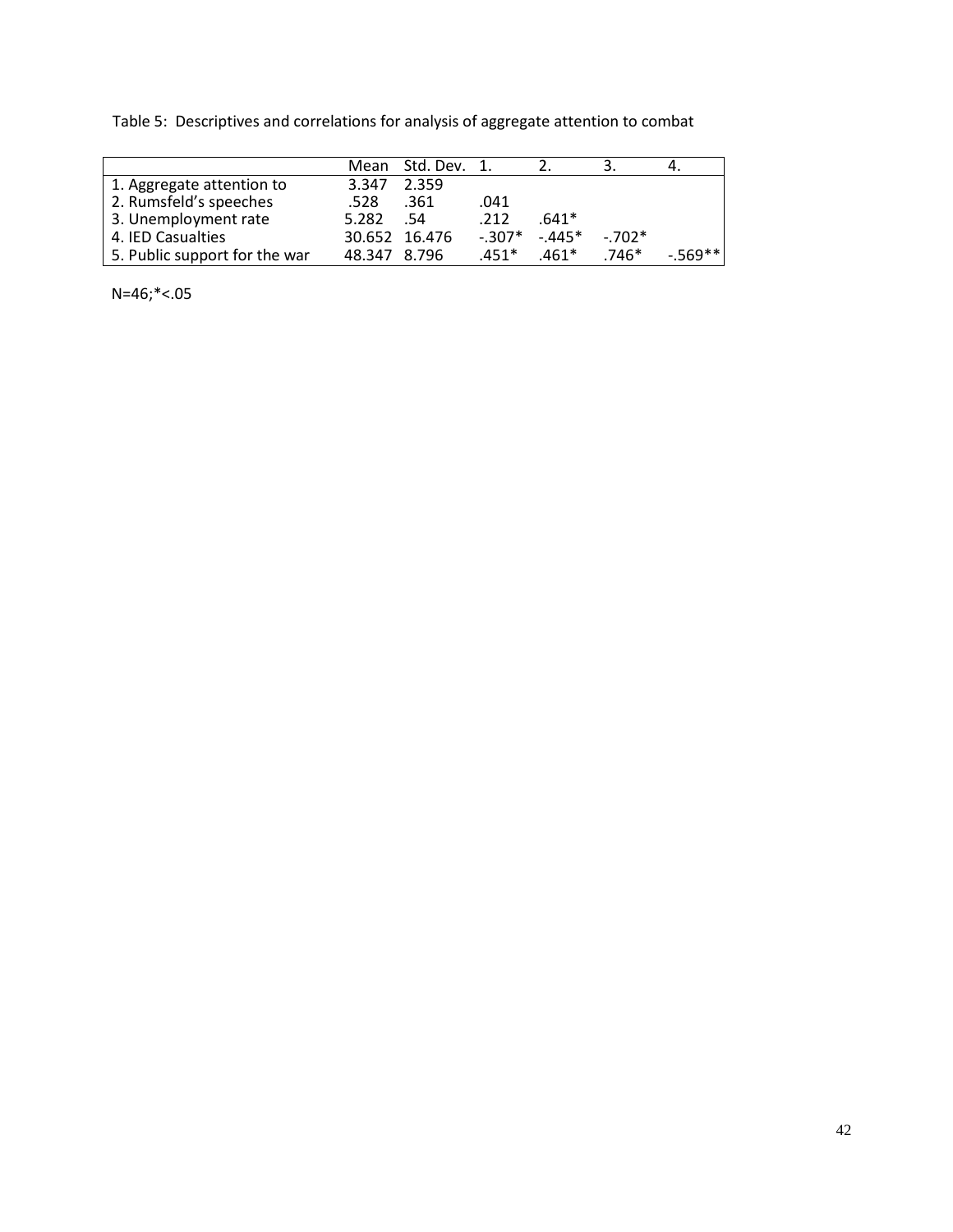Table 5: Descriptives and correlations for analysis of aggregate attention to combat

| | Mean | Std. Dev. | 1. | 2. | 3. | 4. |
|---|---|---|---|---|---|---|
| 1. Aggregate attention to | 3.347 | 2.359 | | | | |
| 2. Rumsfeld's speeches | .528 | .361 | .041 | | | |
| 3. Unemployment rate | 5.282 | .54 | .212 | .641* | | |
| 4. IED Casualties | 30.652 | 16.476 | -.307* | -.445* | -.702* | |
| 5. Public support for the war | 48.347 | 8.796 | .451* | .461* | .746* | -.569** |

N=46;*<.05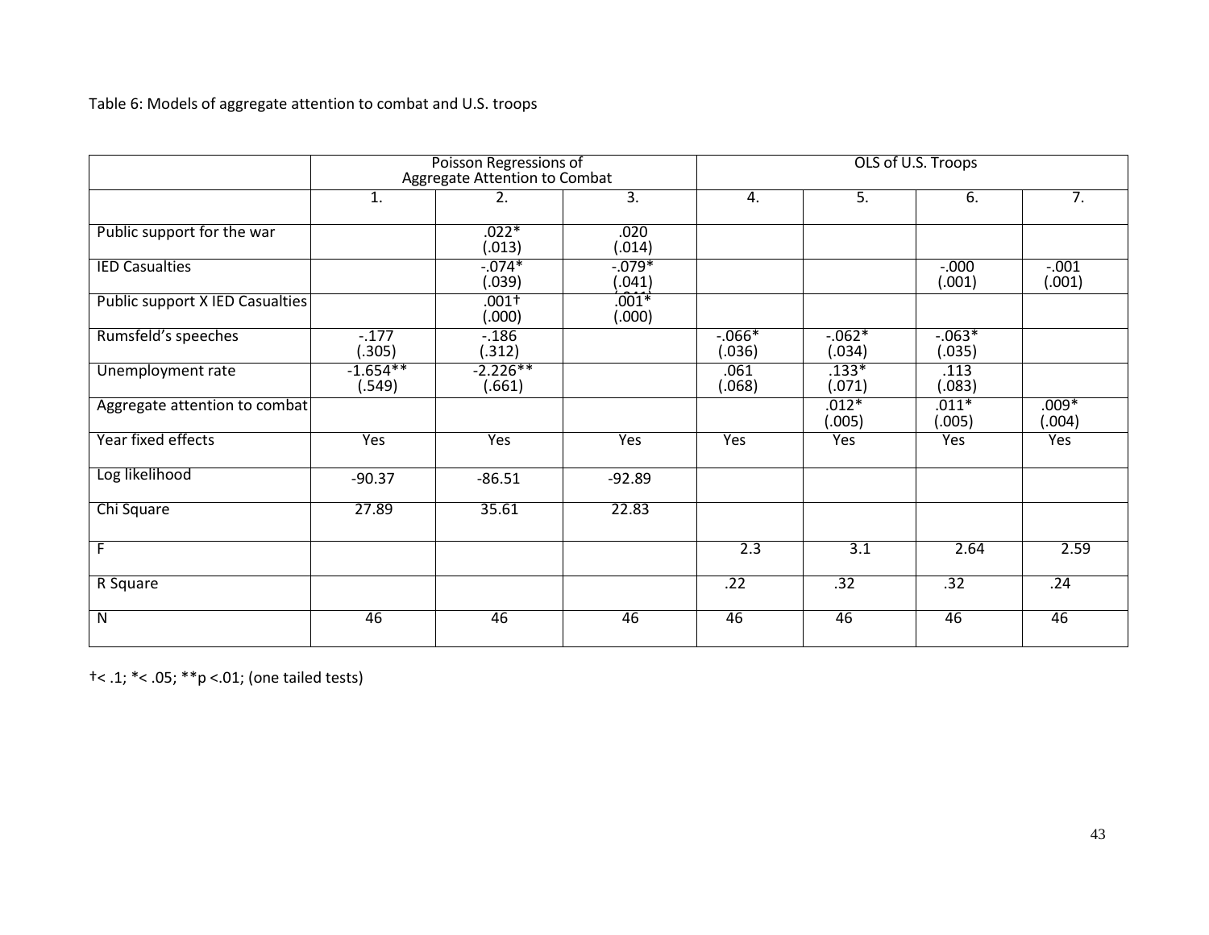Table 6: Models of aggregate attention to combat and U.S. troops

| | Poisson Regressions of Aggregate Attention to Combat | | | OLS of U.S. Troops | | | |
|---|---|---|---|---|---|---|---|
| | 1. | 2. | 3. | 4. | 5. | 6. | 7. |
| Public support for the war | | .022* (.013) | .020 (.014) | | | | |
| IED Casualties | | -.074* (.039) | -.079* (.041) | | | -.000 (.001) | -.001 (.001) |
| Public support X IED Casualties | | .001† (.000) | .001* (.000) | | | | |
| Rumsfeld's speeches | -.177 (.305) | -.186 (.312) | | -.066* (.036) | -.062* (.034) | -.063* (.035) | |
| Unemployment rate | -1.654** (.549) | -2.226** (.661) | | .061 (.068) | .133* (.071) | .113 (.083) | |
| Aggregate attention to combat | | | | | .012* (.005) | .011* (.005) | .009* (.004) |
| Year fixed effects | Yes | Yes | Yes | Yes | Yes | Yes | Yes |
| Log likelihood | -90.37 | -86.51 | -92.89 | | | | |
| Chi Square | 27.89 | 35.61 | 22.83 | | | | |
| F | | | | 2.3 | 3.1 | 2.64 | 2.59 |
| R Square | | | | .22 | .32 | .32 | .24 |
| N | 46 | 46 | 46 | 46 | 46 | 46 | 46 |

†< .1; *< .05; **p <.01; (one tailed tests)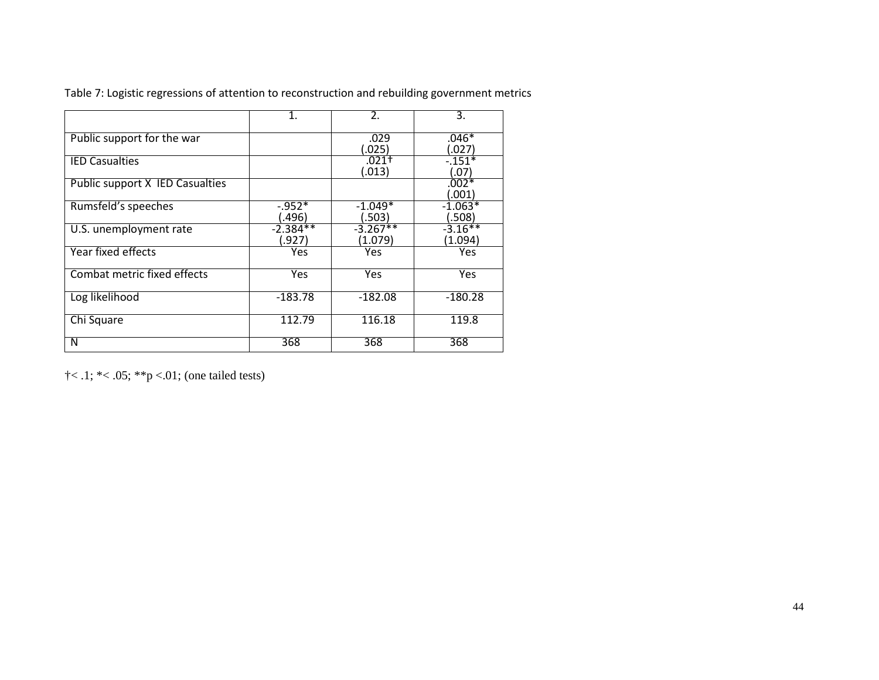Table 7: Logistic regressions of attention to reconstruction and rebuilding government metrics

| | 1. | 2. | 3. |
|---|---|---|---|
| Public support for the war | | .029<br>(.025) | .046*<br>(.027) |
| IED Casualties | | .021†<br>(.013) | -.151*<br>(.07) |
| Public support X IED Casualties | | | .002*<br>(.001) |
| Rumsfeld's speeches | -.952*<br>(.496) | -1.049*<br>(.503) | -1.063*<br>(.508) |
| U.S. unemployment rate | -2.384**<br>(.927) | -3.267**<br>(1.079) | -3.16**<br>(1.094) |
| Year fixed effects | Yes | Yes | Yes |
| Combat metric fixed effects | Yes | Yes | Yes |
| Log likelihood | -183.78 | -182.08 | -180.28 |
| Chi Square | 112.79 | 116.18 | 119.8 |
| N | 368 | 368 | 368 |

†< .1; *< .05; **p <.01; (one tailed tests)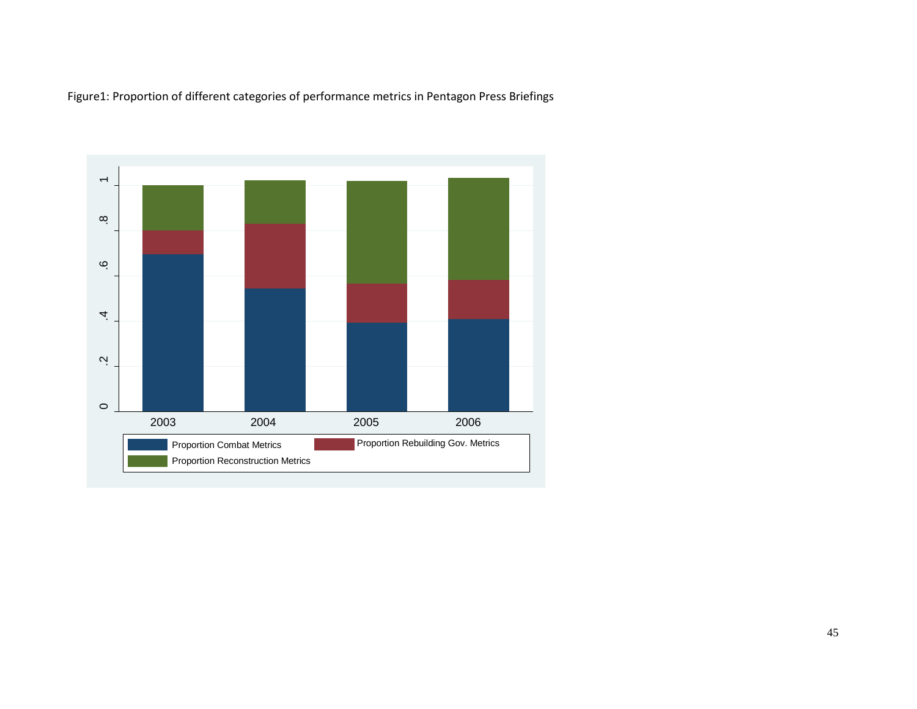Figure1: Proportion of different categories of performance metrics in Pentagon Press Briefings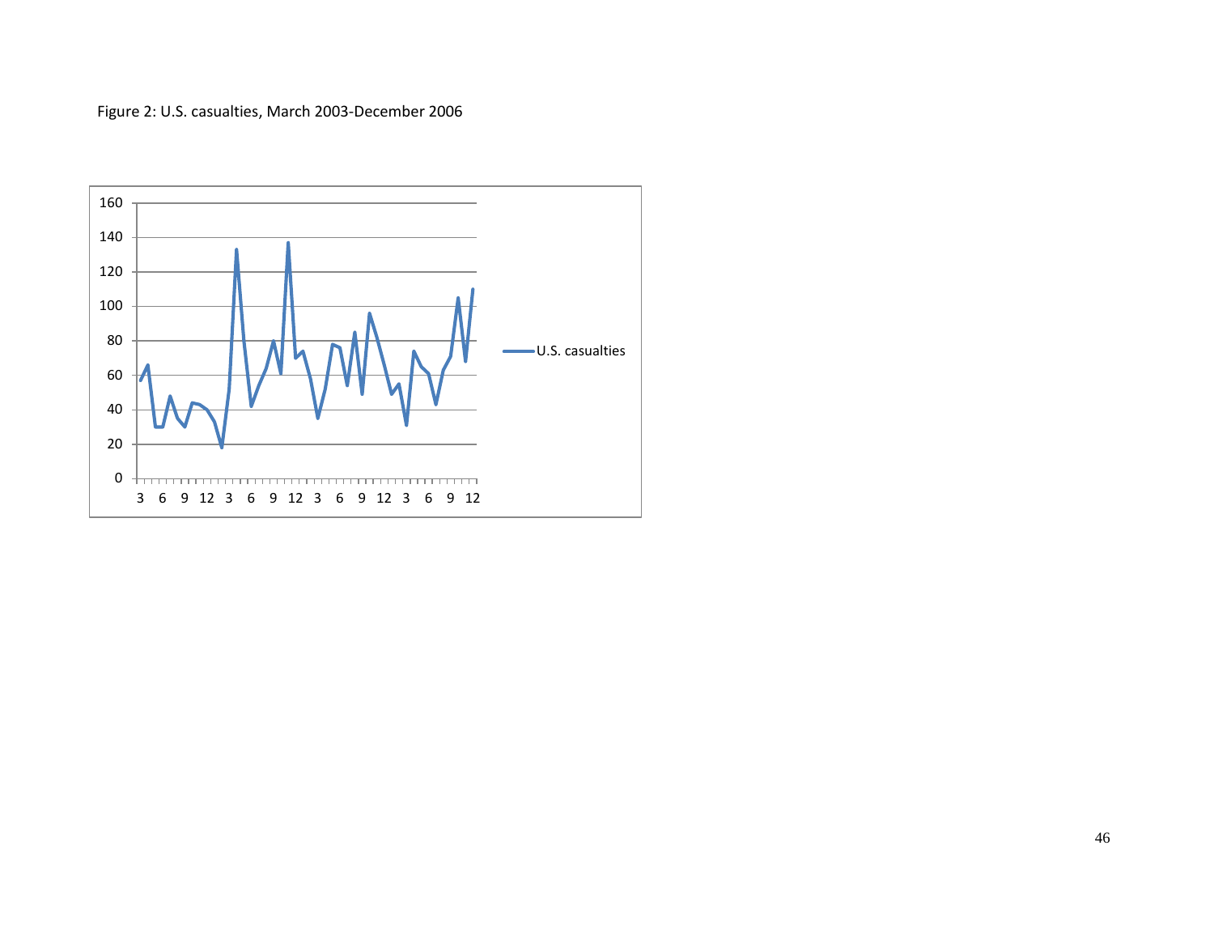Figure 2: U.S. casualties, March 2003-December 2006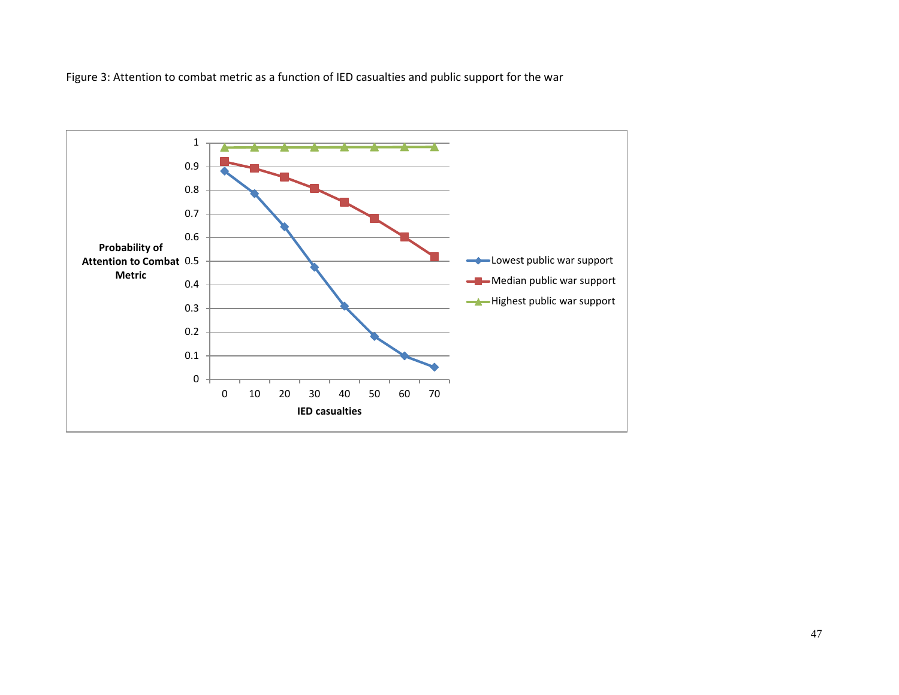Figure 3: Attention to combat metric as a function of IED casualties and public support for the war

Probability of Attention to Combat Metric

1
0.9
0.8
0.7
0.6
0.5
0.4
0.3
0.2
0.1
0

0 10 20 30 40 50 60 70

IED casualties

Lowest public war support
Median public war support
Highest public war support